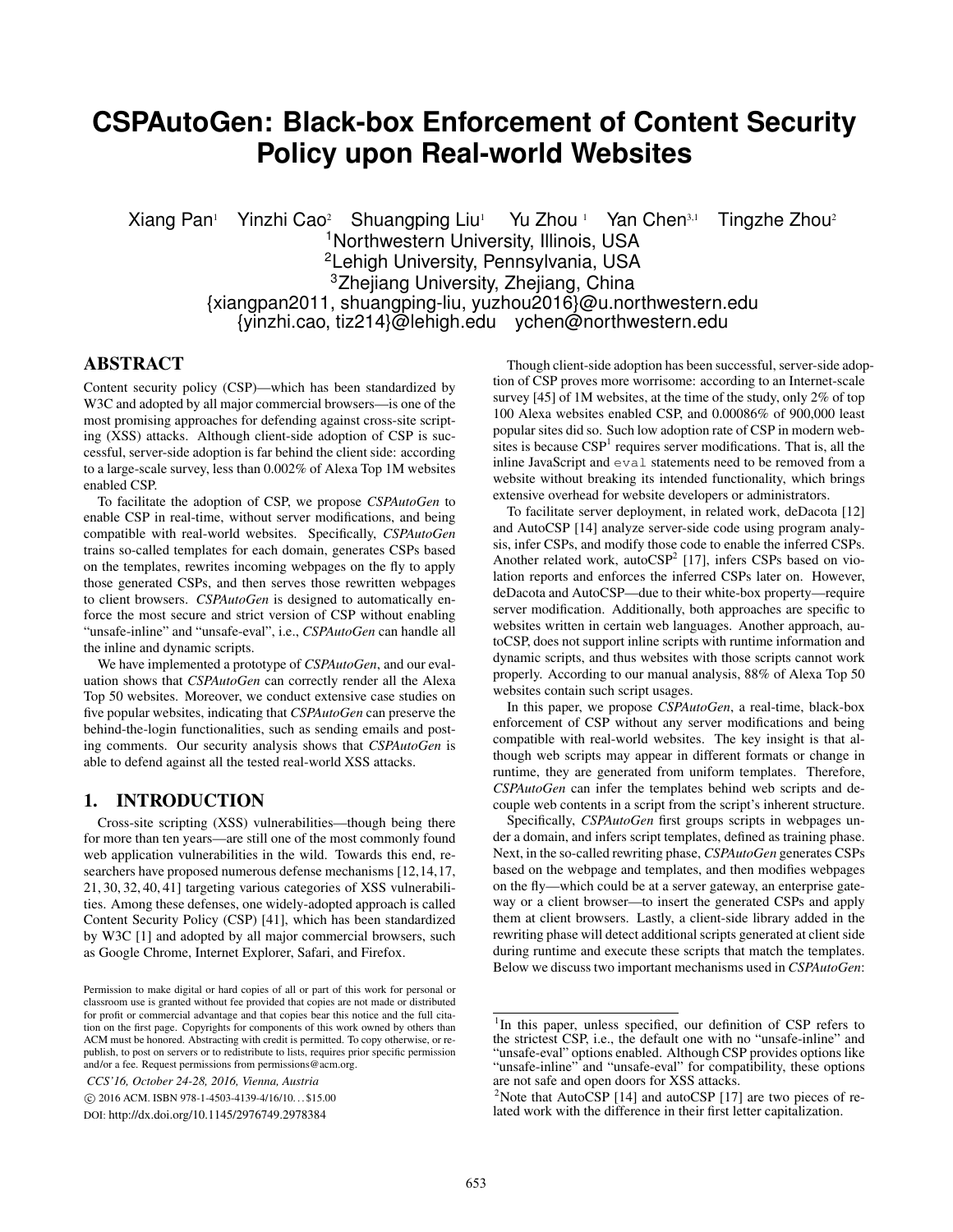# CSPAutoGen: Black-box Enforcement of Content Security Policy upon Real-world Websites

Xiang Pan[1] Yinzhi Cao[2] Shuangping Liu[1] Yu Zhou[1] Yan Chen[3,1] Tingzhe Zhou[2]

[1]Northwestern University, Illinois, USA
[2]Lehigh University, Pennsylvania, USA
[3]Zhejiang University, Zhejiang, China
{xiangpan2011, shuangping-liu, yuzhou2016}@u.northwestern.edu
{yinzhi.cao, tiz214}@lehigh.edu ychen@northwestern.edu

## ABSTRACT

Content security policy (CSP)—which has been standardized by W3C and adopted by all major commercial browsers—is one of the most promising approaches for defending against cross-site scripting (XSS) attacks. Although client-side adoption of CSP is successful, server-side adoption is far behind the client side: according to a large-scale survey, less than 0.002% of Alexa Top 1M websites enabled CSP.

To facilitate the adoption of CSP, we propose *CSPAutoGen* to enable CSP in real-time, without server modifications, and being compatible with real-world websites. Specifically, *CSPAutoGen* trains so-called templates for each domain, generates CSPs based on the templates, rewrites incoming webpages on the fly to apply those generated CSPs, and then serves those rewritten webpages to client browsers. *CSPAutoGen* is designed to automatically enforce the most secure and strict version of CSP without enabling "unsafe-inline" and "unsafe-eval", i.e., *CSPAutoGen* can handle all the inline and dynamic scripts.

We have implemented a prototype of *CSPAutoGen*, and our evaluation shows that *CSPAutoGen* can correctly render all the Alexa Top 50 websites. Moreover, we conduct extensive case studies on five popular websites, indicating that *CSPAutoGen* can preserve the behind-the-login functionalities, such as sending emails and posting comments. Our security analysis shows that *CSPAutoGen* is able to defend against all the tested real-world XSS attacks.

## 1. INTRODUCTION

Cross-site scripting (XSS) vulnerabilities—though being there for more than ten years—are still one of the most commonly found web application vulnerabilities in the wild. Towards this end, researchers have proposed numerous defense mechanisms [12,14,17, 21,30,32,40,41] targeting various categories of XSS vulnerabilities. Among these defenses, one widely-adopted approach is called Content Security Policy (CSP) [41], which has been standardized by W3C [1] and adopted by all major commercial browsers, such as Google Chrome, Internet Explorer, Safari, and Firefox.

Permission to make digital or hard copies of all or part of this work for personal or classroom use is granted without fee provided that copies are not made or distributed for profit or commercial advantage and that copies bear this notice and the full citation on the first page. Copyrights for components of this work owned by others than ACM must be honored. Abstracting with credit is permitted. To copy otherwise, or republish, to post on servers or to redistribute to lists, requires prior specific permission and/or a fee. Request permissions from permissions@acm.org.

*CCS'16, October 24-28, 2016, Vienna, Austria*
© 2016 ACM. ISBN 978-1-4503-4139-4/16/10...$15.00
DOI: http://dx.doi.org/10.1145/2976749.2978384

Though client-side adoption has been successful, server-side adoption of CSP proves more worrisome: according to an Internet-scale survey [45] of 1M websites, at the time of the study, only 2% of top 100 Alexa websites enabled CSP, and 0.00086% of 900,000 least popular sites did so. Such low adoption rate of CSP in modern websites is because CSP[1] requires server modifications. That is, all the inline JavaScript and `eval` statements need to be removed from a website without breaking its intended functionality, which brings extensive overhead for website developers or administrators.

To facilitate server deployment, in related work, deDacota [12] and AutoCSP [14] analyze server-side code using program analysis, infer CSPs, and modify those code to enable the inferred CSPs. Another related work, autoCSP[2] [17], infers CSPs based on violation reports and enforces the inferred CSPs later on. However, deDacota and AutoCSP—due to their white-box property—require server modification. Additionally, both approaches are specific to websites written in certain web languages. Another approach, autoCSP, does not support inline scripts with runtime information and dynamic scripts, and thus websites with those scripts cannot work properly. According to our manual analysis, 88% of Alexa Top 50 websites contain such script usages.

In this paper, we propose *CSPAutoGen*, a real-time, black-box enforcement of CSP without any server modifications and being compatible with real-world websites. The key insight is that although web scripts may appear in different formats or change in runtime, they are generated from uniform templates. Therefore, *CSPAutoGen* can infer the templates behind web scripts and decouple web contents in a script from the script's inherent structure.

Specifically, *CSPAutoGen* first groups scripts in webpages under a domain, and infers script templates, defined as training phase. Next, in the so-called rewriting phase, *CSPAutoGen* generates CSPs based on the webpage and templates, and then modifies webpages on the fly—which could be at a server gateway, an enterprise gateway or a client browser—to insert the generated CSPs and apply them at client browsers. Lastly, a client-side library added in the rewriting phase will detect additional scripts generated at client side during runtime and execute these scripts that match the templates. Below we discuss two important mechanisms used in *CSPAutoGen*:

[1]In this paper, unless specified, our definition of CSP refers to the strictest CSP, i.e., the default one with no "unsafe-inline" and "unsafe-eval" options enabled. Although CSP provides options like "unsafe-inline" and "unsafe-eval" for compatibility, these options are not safe and open doors for XSS attacks.

[2]Note that AutoCSP [14] and autoCSP [17] are two pieces of related work with the difference in their first letter capitalization.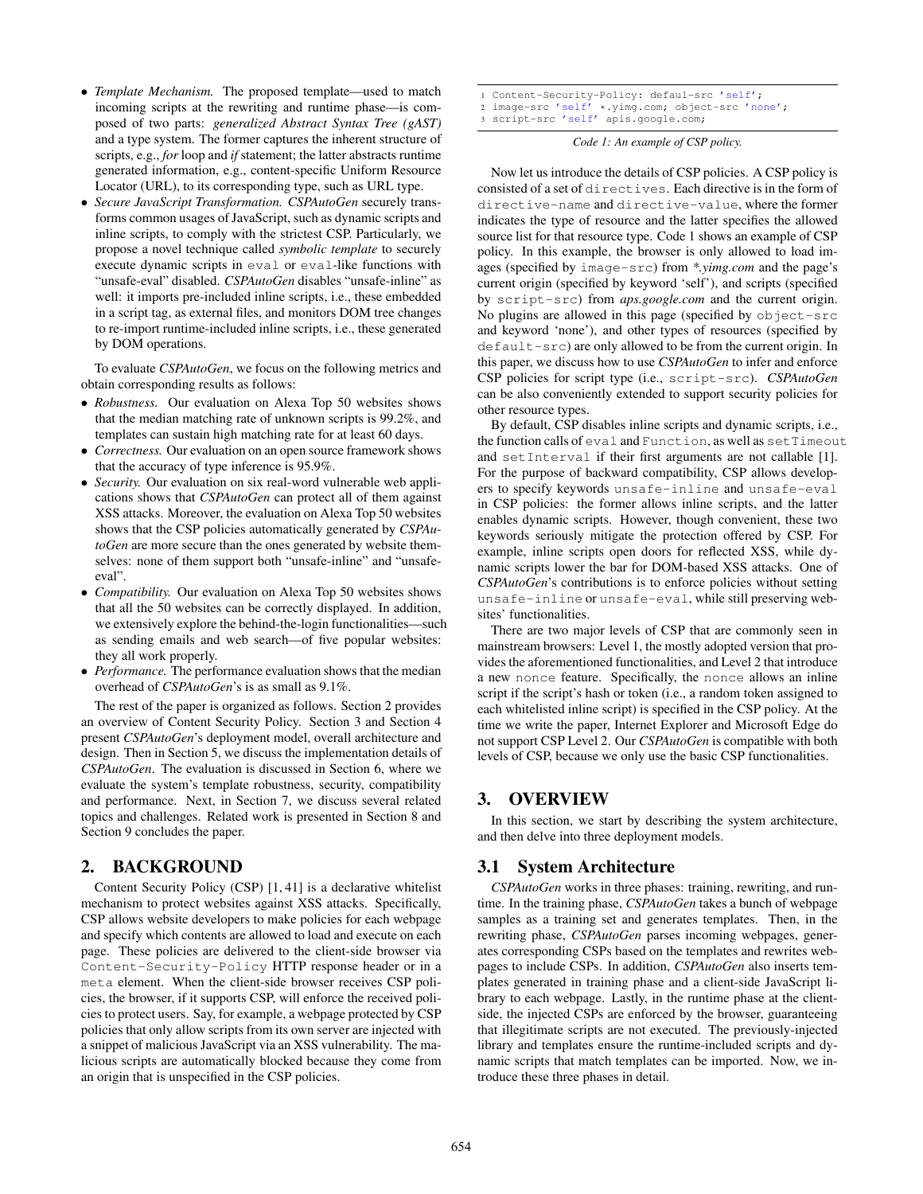- *Template Mechanism.* The proposed template—used to match incoming scripts at the rewriting and runtime phase—is composed of two parts: *generalized Abstract Syntax Tree (gAST)* and a type system. The former captures the inherent structure of scripts, e.g., *for* loop and *if* statement; the latter abstracts runtime generated information, e.g., content-specific Uniform Resource Locator (URL), to its corresponding type, such as URL type.
- *Secure JavaScript Transformation.* *CSPAutoGen* securely transforms common usages of JavaScript, such as dynamic scripts and inline scripts, to comply with the strictest CSP. Particularly, we propose a novel technique called *symbolic template* to securely execute dynamic scripts in `eval` or `eval`-like functions with "unsafe-eval" disabled. *CSPAutoGen* disables "unsafe-inline" as well: it imports pre-included inline scripts, i.e., these embedded in a script tag, as external files, and monitors DOM tree changes to re-import runtime-included inline scripts, i.e., these generated by DOM operations.

To evaluate *CSPAutoGen*, we focus on the following metrics and obtain corresponding results as follows:

- *Robustness.* Our evaluation on Alexa Top 50 websites shows that the median matching rate of unknown scripts is 99.2%, and templates can sustain high matching rate for at least 60 days.
- *Correctness.* Our evaluation on an open source framework shows that the accuracy of type inference is 95.9%.
- *Security.* Our evaluation on six real-word vulnerable web applications shows that *CSPAutoGen* can protect all of them against XSS attacks. Moreover, the evaluation on Alexa Top 50 websites shows that the CSP policies automatically generated by *CSPAutoGen* are more secure than the ones generated by website themselves: none of them support both "unsafe-inline" and "unsafe-eval".
- *Compatibility.* Our evaluation on Alexa Top 50 websites shows that all the 50 websites can be correctly displayed. In addition, we extensively explore the behind-the-login functionalities—such as sending emails and web search—of five popular websites: they all work properly.
- *Performance.* The performance evaluation shows that the median overhead of *CSPAutoGen*'s is as small as 9.1%.

The rest of the paper is organized as follows. Section 2 provides an overview of Content Security Policy. Section 3 and Section 4 present *CSPAutoGen*'s deployment model, overall architecture and design. Then in Section 5, we discuss the implementation details of *CSPAutoGen*. The evaluation is discussed in Section 6, where we evaluate the system's template robustness, security, compatibility and performance. Next, in Section 7, we discuss several related topics and challenges. Related work is presented in Section 8 and Section 9 concludes the paper.

# 2. BACKGROUND

Content Security Policy (CSP) [1, 41] is a declarative whitelist mechanism to protect websites against XSS attacks. Specifically, CSP allows website developers to make policies for each webpage and specify which contents are allowed to load and execute on each page. These policies are delivered to the client-side browser via `Content-Security-Policy` HTTP response header or in a `meta` element. When the client-side browser receives CSP policies, the browser, if it supports CSP, will enforce the received policies to protect users. Say, for example, a webpage protected by CSP policies that only allow scripts from its own server are injected with a snippet of malicious JavaScript via an XSS vulnerability. The malicious scripts are automatically blocked because they come from an origin that is unspecified in the CSP policies.

```
1 Content-Security-Policy: defaul-src 'self';
2 image-src 'self' *.yimg.com; object-src 'none';
3 script-src 'self' apis.google.com;
```

*Code 1: An example of CSP policy.*

Now let us introduce the details of CSP policies. A CSP policy is consisted of a set of `directives`. Each directive is in the form of `directive-name` and `directive-value`, where the former indicates the type of resource and the latter specifies the allowed source list for that resource type. Code 1 shows an example of CSP policy. In this example, the browser is only allowed to load images (specified by `image-src`) from *\*.yimg.com* and the page's current origin (specified by keyword 'self'), and scripts (specified by `script-src`) from *aps.google.com* and the current origin. No plugins are allowed in this page (specified by `object-src` and keyword 'none'), and other types of resources (specified by `default-src`) are only allowed to be from the current origin. In this paper, we discuss how to use *CSPAutoGen* to infer and enforce CSP policies for script type (i.e., `script-src`). *CSPAutoGen* can be also conveniently extended to support security policies for other resource types.

By default, CSP disables inline scripts and dynamic scripts, i.e., the function calls of `eval` and `Function`, as well as `setTimeout` and `setInterval` if their first arguments are not callable [1]. For the purpose of backward compatibility, CSP allows developers to specify keywords `unsafe-inline` and `unsafe-eval` in CSP policies: the former allows inline scripts, and the latter enables dynamic scripts. However, though convenient, these two keywords seriously mitigate the protection offered by CSP. For example, inline scripts open doors for reflected XSS, while dynamic scripts lower the bar for DOM-based XSS attacks. One of *CSPAutoGen*'s contributions is to enforce policies without setting `unsafe-inline` or `unsafe-eval`, while still preserving websites' functionalities.

There are two major levels of CSP that are commonly seen in mainstream browsers: Level 1, the mostly adopted version that provides the aforementioned functionalities, and Level 2 that introduce a new `nonce` feature. Specifically, the `nonce` allows an inline script if the script's hash or token (i.e., a random token assigned to each whitelisted inline script) is specified in the CSP policy. At the time we write the paper, Internet Explorer and Microsoft Edge do not support CSP Level 2. Our *CSPAutoGen* is compatible with both levels of CSP, because we only use the basic CSP functionalities.

# 3. OVERVIEW

In this section, we start by describing the system architecture, and then delve into three deployment models.

## 3.1 System Architecture

*CSPAutoGen* works in three phases: training, rewriting, and runtime. In the training phase, *CSPAutoGen* takes a bunch of webpage samples as a training set and generates templates. Then, in the rewriting phase, *CSPAutoGen* parses incoming webpages, generates corresponding CSPs based on the templates and rewrites webpages to include CSPs. In addition, *CSPAutoGen* also inserts templates generated in training phase and a client-side JavaScript library to each webpage. Lastly, in the runtime phase at the client-side, the injected CSPs are enforced by the browser, guaranteeing that illegitimate scripts are not executed. The previously-injected library and templates ensure the runtime-included scripts and dynamic scripts that match templates can be imported. Now, we introduce these three phases in detail.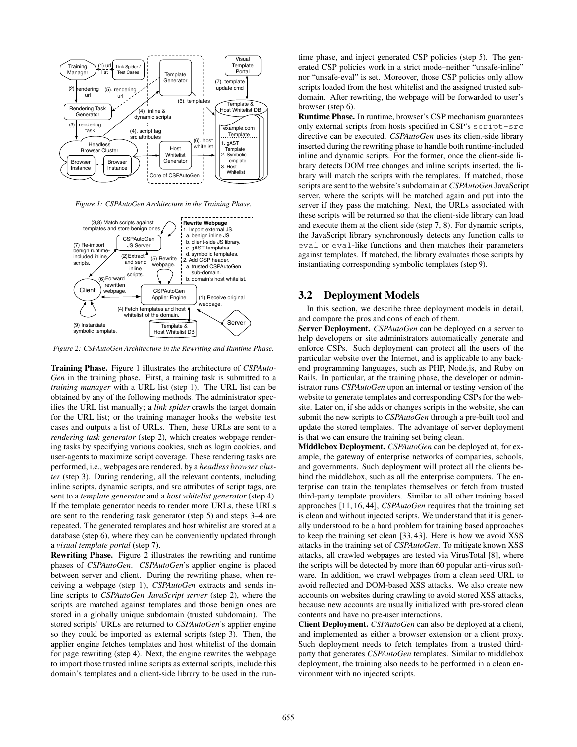*Figure 1: CSPAutoGen Architecture in the Training Phase.*

*Figure 2: CSPAutoGen Architecture in the Rewriting and Runtime Phase.*

**Training Phase.** Figure 1 illustrates the architecture of *CSPAutoGen* in the training phase. First, a training task is submitted to a *training manager* with a URL list (step 1). The URL list can be obtained by any of the following methods. The administrator specifies the URL list manually; a *link spider* crawls the target domain for the URL list; or the training manager hooks the website test cases and outputs a list of URLs. Then, these URLs are sent to a *rendering task generator* (step 2), which creates webpage rendering tasks by specifying various cookies, such as login cookies, and user-agents to maximize script coverage. These rendering tasks are performed, i.e., webpages are rendered, by a *headless browser cluster* (step 3). During rendering, all the relevant contents, including inline scripts, dynamic scripts, and src attributes of script tags, are sent to a *template generator* and a *host whitelist generator* (step 4). If the template generator needs to render more URLs, these URLs are sent to the rendering task generator (step 5) and steps 3–4 are repeated. The generated templates and host whitelist are stored at a database (step 6), where they can be conveniently updated through a *visual template portal* (step 7).

**Rewriting Phase.** Figure 2 illustrates the rewriting and runtime phases of *CSPAutoGen*. *CSPAutoGen*'s applier engine is placed between server and client. During the rewriting phase, when receiving a webpage (step 1), *CSPAutoGen* extracts and sends inline scripts to *CSPAutoGen JavaScript server* (step 2), where the scripts are matched against templates and those benign ones are stored in a globally unique subdomain (trusted subdomain). The stored scripts' URLs are returned to *CSPAutoGen*'s applier engine so they could be imported as external scripts (step 3). Then, the applier engine fetches templates and host whitelist of the domain for page rewriting (step 4). Next, the engine rewrites the webpage to import those trusted inline scripts as external scripts, include this domain's templates and a client-side library to be used in the runtime phase, and inject generated CSP policies (step 5). The generated CSP policies work in a strict mode–neither "unsafe-inline" nor "unsafe-eval" is set. Moreover, those CSP policies only allow scripts loaded from the host whitelist and the assigned trusted subdomain. After rewriting, the webpage will be forwarded to user's browser (step 6).

**Runtime Phase.** In runtime, browser's CSP mechanism guarantees only external scripts from hosts specified in CSP's `script-src` directive can be executed. *CSPAutoGen* uses its client-side library inserted during the rewriting phase to handle both runtime-included inline and dynamic scripts. For the former, once the client-side library detects DOM tree changes and inline scripts inserted, the library will match the scripts with the templates. If matched, those scripts are sent to the website's subdomain at *CSPAutoGen* JavaScript server, where the scripts will be matched again and put into the server if they pass the matching. Next, the URLs associated with these scripts will be returned so that the client-side library can load and execute them at the client side (step 7, 8). For dynamic scripts, the JavaScript library synchronously detects any function calls to `eval` or `eval`-like functions and then matches their parameters against templates. If matched, the library evaluates those scripts by instantiating corresponding symbolic templates (step 9).

## 3.2 Deployment Models

In this section, we describe three deployment models in detail, and compare the pros and cons of each of them.

**Server Deployment.** *CSPAutoGen* can be deployed on a server to help developers or site administrators automatically generate and enforce CSPs. Such deployment can protect all the users of the particular website over the Internet, and is applicable to any backend programming languages, such as PHP, Node.js, and Ruby on Rails. In particular, at the training phase, the developer or administrator runs *CSPAutoGen* upon an internal or testing version of the website to generate templates and corresponding CSPs for the website. Later on, if she adds or changes scripts in the website, she can submit the new scripts to *CSPAutoGen* through a pre-built tool and update the stored templates. The advantage of server deployment is that we can ensure the training set being clean.

**Middlebox Deployment.** *CSPAutoGen* can be deployed at, for example, the gateway of enterprise networks of companies, schools, and governments. Such deployment will protect all the clients behind the middlebox, such as all the enterprise computers. The enterprise can train the templates themselves or fetch from trusted third-party template providers. Similar to all other training based approaches [11, 16, 44], *CSPAutoGen* requires that the training set is clean and without injected scripts. We understand that it is generally understood to be a hard problem for training based approaches to keep the training set clean [33, 43]. Here is how we avoid XSS attacks in the training set of *CSPAutoGen*. To mitigate known XSS attacks, all crawled webpages are tested via VirusTotal [8], where the scripts will be detected by more than 60 popular anti-virus software. In addition, we crawl webpages from a clean seed URL to avoid reflected and DOM-based XSS attacks. We also create new accounts on websites during crawling to avoid stored XSS attacks, because new accounts are usually initialized with pre-stored clean contents and have no pre-user interactions.

**Client Deployment.** *CSPAutoGen* can also be deployed at a client, and implemented as either a browser extension or a client proxy. Such deployment needs to fetch templates from a trusted third-party that generates *CSPAutoGen* templates. Similar to middlebox deployment, the training also needs to be performed in a clean environment with no injected scripts.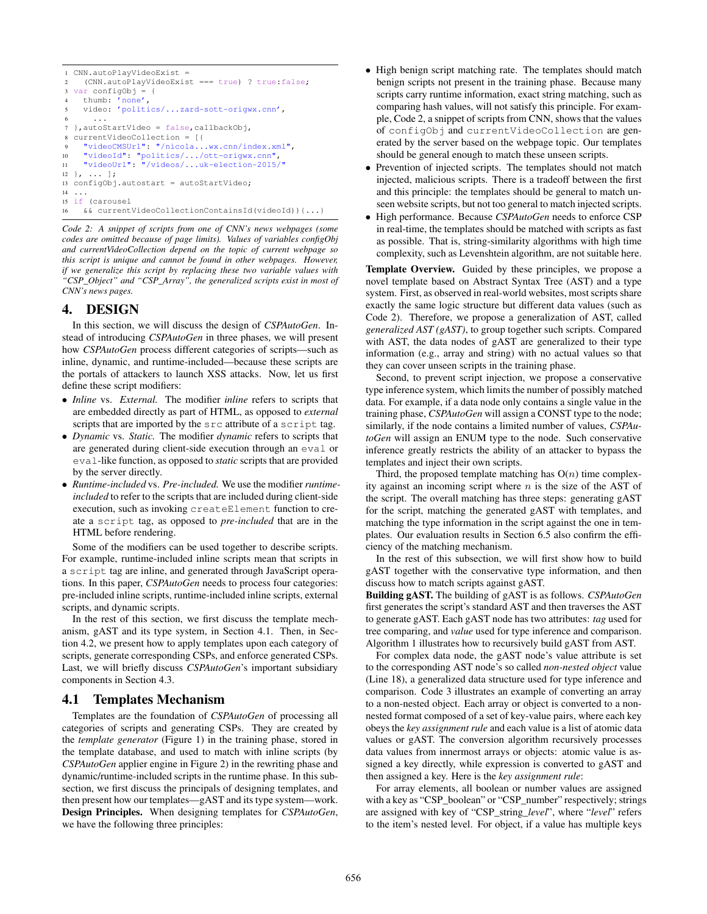```
1 CNN.autoPlayVideoExist =
2   (CNN.autoPlayVideoExist === true) ? true:false;
3 var configObj = {
4   thumb: 'none',
5   video: 'politics/...zard-sott-origwx.cnn',
6     ...
7 },autoStartVideo = false,callbackObj,
8 currentVideoCollection = [{
9   "videoCMSUrl": "/nicola...wx.cnn/index.xml",
10  "videoId": "politics/.../ott-origwx.cnn",
11  "videoUrl": "/videos/...uk-election-2015/"
12 }, ... ];
13 configObj.autostart = autoStartVideo;
14 ...
15 if (carousel
16   && currentVideoCollectionContainsId(videoId)){...}
```

*Code 2: A snippet of scripts from one of CNN's news webpages (some codes are omitted because of page limits). Values of variables configObj and currentVideoCollection depend on the topic of current webpage so this script is unique and cannot be found in other webpages. However, if we generalize this script by replacing these two variable values with "CSP_Object" and "CSP_Array", the generalized scripts exist in most of CNN's news pages.*

# 4. DESIGN

In this section, we will discuss the design of *CSPAutoGen*. Instead of introducing *CSPAutoGen* in three phases, we will present how *CSPAutoGen* process different categories of scripts—such as inline, dynamic, and runtime-included—because these scripts are the portals of attackers to launch XSS attacks. Now, let us first define these script modifiers:

- *Inline* vs. *External*. The modifier *inline* refers to scripts that are embedded directly as part of HTML, as opposed to *external* scripts that are imported by the `src` attribute of a `script` tag.
- *Dynamic* vs. *Static*. The modifier *dynamic* refers to scripts that are generated during client-side execution through an `eval` or `eval`-like function, as opposed to *static* scripts that are provided by the server directly.
- *Runtime-included* vs. *Pre-included*. We use the modifier *runtime-included* to refer to the scripts that are included during client-side execution, such as invoking `createElement` function to create a `script` tag, as opposed to *pre-included* that are in the HTML before rendering.

Some of the modifiers can be used together to describe scripts. For example, runtime-included inline scripts mean that scripts in a `script` tag are inline, and generated through JavaScript operations. In this paper, *CSPAutoGen* needs to process four categories: pre-included inline scripts, runtime-included inline scripts, external scripts, and dynamic scripts.

In the rest of this section, we first discuss the template mechanism, gAST and its type system, in Section 4.1. Then, in Section 4.2, we present how to apply templates upon each category of scripts, generate corresponding CSPs, and enforce generated CSPs. Last, we will briefly discuss *CSPAutoGen*'s important subsidiary components in Section 4.3.

## 4.1 Templates Mechanism

Templates are the foundation of *CSPAutoGen* of processing all categories of scripts and generating CSPs. They are created by the *template generator* (Figure 1) in the training phase, stored in the template database, and used to match with inline scripts (by *CSPAutoGen* applier engine in Figure 2) in the rewriting phase and dynamic/runtime-included scripts in the runtime phase. In this subsection, we first discuss the principals of designing templates, and then present how our templates—gAST and its type system—work.

**Design Principles.** When designing templates for *CSPAutoGen*, we have the following three principles:

- High benign script matching rate. The templates should match benign scripts not present in the training phase. Because many scripts carry runtime information, exact string matching, such as comparing hash values, will not satisfy this principle. For example, Code 2, a snippet of scripts from CNN, shows that the values of `configObj` and `currentVideoCollection` are generated by the server based on the webpage topic. Our templates should be general enough to match these unseen scripts.
- Prevention of injected scripts. The templates should not match injected, malicious scripts. There is a tradeoff between the first and this principle: the templates should be general to match unseen website scripts, but not too general to match injected scripts.
- High performance. Because *CSPAutoGen* needs to enforce CSP in real-time, the templates should be matched with scripts as fast as possible. That is, string-similarity algorithms with high time complexity, such as Levenshtein algorithm, are not suitable here.

**Template Overview.** Guided by these principles, we propose a novel template based on Abstract Syntax Tree (AST) and a type system. First, as observed in real-world websites, most scripts share exactly the same logic structure but different data values (such as Code 2). Therefore, we propose a generalization of AST, called *generalized AST (gAST)*, to group together such scripts. Compared with AST, the data nodes of gAST are generalized to their type information (e.g., array and string) with no actual values so that they can cover unseen scripts in the training phase.

Second, to prevent script injection, we propose a conservative type inference system, which limits the number of possibly matched data. For example, if a data node only contains a single value in the training phase, *CSPAutoGen* will assign a CONST type to the node; similarly, if the node contains a limited number of values, *CSPAutoGen* will assign an ENUM type to the node. Such conservative inference greatly restricts the ability of an attacker to bypass the templates and inject their own scripts.

Third, the proposed template matching has $O(n)$ time complexity against an incoming script where $n$ is the size of the AST of the script. The overall matching has three steps: generating gAST for the script, matching the generated gAST with templates, and matching the type information in the script against the one in templates. Our evaluation results in Section 6.5 also confirm the efficiency of the matching mechanism.

In the rest of this subsection, we will first show how to build gAST together with the conservative type information, and then discuss how to match scripts against gAST.

**Building gAST.** The building of gAST is as follows. *CSPAutoGen* first generates the script's standard AST and then traverses the AST to generate gAST. Each gAST node has two attributes: *tag* used for tree comparing, and *value* used for type inference and comparison. Algorithm 1 illustrates how to recursively build gAST from AST.

For complex data node, the gAST node's value attribute is set to the corresponding AST node's so called *non-nested object* value (Line 18), a generalized data structure used for type inference and comparison. Code 3 illustrates an example of converting an array to a non-nested object. Each array or object is converted to a non-nested format composed of a set of key-value pairs, where each key obeys the *key assignment rule* and each value is a list of atomic data values or gAST. The conversion algorithm recursively processes data values from innermost arrays or objects: atomic value is assigned a key directly, while expression is converted to gAST and then assigned a key. Here is the *key assignment rule*:

For array elements, all boolean or number values are assigned with a key as "CSP_boolean" or "CSP_number" respectively; strings are assigned with key of "CSP_string_*level*", where "*level*" refers to the item's nested level. For object, if a value has multiple keys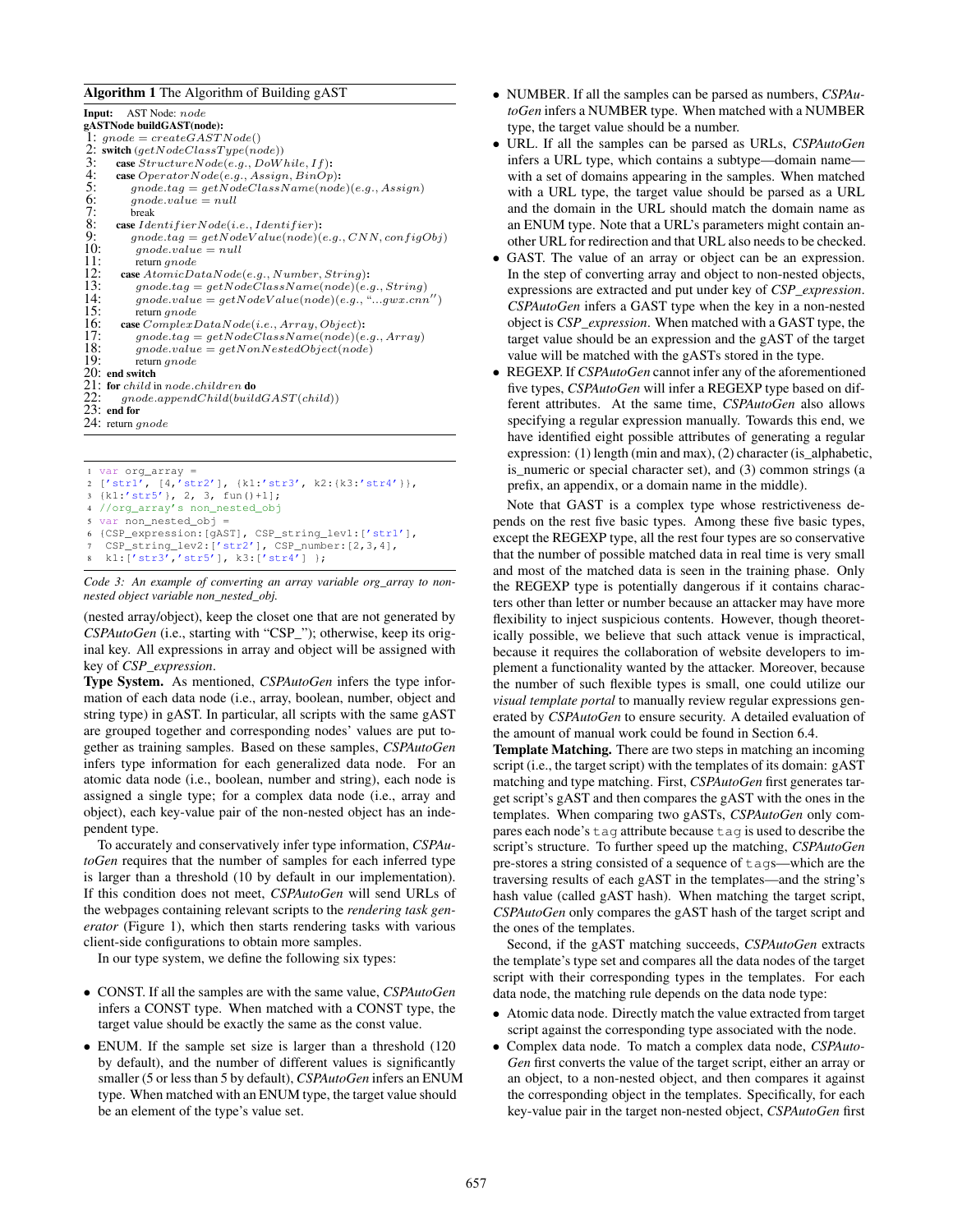**Algorithm 1** The Algorithm of Building gAST

**Input:** AST Node: *node*

**gASTNode buildGAST(node):**

```
1:  gnode = createGASTNode()
2:  switch (getNodeClassType(node))
3:    case StructureNode(e.g., DoWhile, If):
4:    case OperatorNode(e.g., Assign, BinOp):
5:      gnode.tag = getNodeClassName(node)(e.g., Assign)
6:      gnode.value = null
7:      break
8:    case IdentifierNode(i.e., Identifier):
9:      gnode.tag = getNodeValue(node)(e.g., CNN, configObj)
10:     gnode.value = null
11:     return gnode
12:   case AtomicDataNode(e.g., Number, String):
13:     gnode.tag = getNodeClassName(node)(e.g., String)
14:     gnode.value = getNodeValue(node)(e.g., "...gwx.cnn")
15:     return gnode
16:   case ComplexDataNode(i.e., Array, Object):
17:     gnode.tag = getNodeClassName(node)(e.g., Array)
18:     gnode.value = getNonNestedObject(node)
19:     return gnode
20: end switch
21: for child in node.children do
22:   gnode.appendChild(buildGAST(child))
23: end for
24: return gnode
```

```
1 var org_array =
2 ['str1', [4,'str2'], {k1:'str3', k2:{k3:'str4'}},
3 {k1:'str5'}, 2, 3, fun()+1];
4 //org_array's non_nested_obj
5 var non_nested_obj =
6 {CSP_expression:[gAST], CSP_string_lev1:['str1'],
7  CSP_string_lev2:['str2'], CSP_number:[2,3,4],
8  k1:['str3','str5'], k3:['str4'] };
```

*Code 3: An example of converting an array variable org_array to non-nested object variable non_nested_obj.*

(nested array/object), keep the closet one that are not generated by *CSPAutoGen* (i.e., starting with "CSP_"); otherwise, keep its original key. All expressions in array and object will be assigned with key of *CSP_expression*.

**Type System.** As mentioned, *CSPAutoGen* infers the type information of each data node (i.e., array, boolean, number, object and string type) in gAST. In particular, all scripts with the same gAST are grouped together and corresponding nodes' values are put together as training samples. Based on these samples, *CSPAutoGen* infers type information for each generalized data node. For an atomic data node (i.e., boolean, number and string), each node is assigned a single type; for a complex data node (i.e., array and object), each key-value pair of the non-nested object has an independent type.

To accurately and conservatively infer type information, *CSPAutoGen* requires that the number of samples for each inferred type is larger than a threshold (10 by default in our implementation). If this condition does not meet, *CSPAutoGen* will send URLs of the webpages containing relevant scripts to the *rendering task generator* (Figure 1), which then starts rendering tasks with various client-side configurations to obtain more samples.

In our type system, we define the following six types:

- CONST. If all the samples are with the same value, *CSPAutoGen* infers a CONST type. When matched with a CONST type, the target value should be exactly the same as the const value.
- ENUM. If the sample set size is larger than a threshold (120 by default), and the number of different values is significantly smaller (5 or less than 5 by default), *CSPAutoGen* infers an ENUM type. When matched with an ENUM type, the target value should be an element of the type's value set.
- NUMBER. If all the samples can be parsed as numbers, *CSPAutoGen* infers a NUMBER type. When matched with a NUMBER type, the target value should be a number.
- URL. If all the samples can be parsed as URLs, *CSPAutoGen* infers a URL type, which contains a subtype—domain name—with a set of domains appearing in the samples. When matched with a URL type, the target value should be parsed as a URL and the domain in the URL should match the domain name as an ENUM type. Note that a URL's parameters might contain another URL for redirection and that URL also needs to be checked.
- GAST. The value of an array or object can be an expression. In the step of converting array and object to non-nested objects, expressions are extracted and put under key of *CSP_expression*. *CSPAutoGen* infers a GAST type when the key in a non-nested object is *CSP_expression*. When matched with a GAST type, the target value should be an expression and the gAST of the target value will be matched with the gASTs stored in the type.
- REGEXP. If *CSPAutoGen* cannot infer any of the aforementioned five types, *CSPAutoGen* will infer a REGEXP type based on different attributes. At the same time, *CSPAutoGen* also allows specifying a regular expression manually. Towards this end, we have identified eight possible attributes of generating a regular expression: (1) length (min and max), (2) character (is_alphabetic, is_numeric or special character set), and (3) common strings (a prefix, an appendix, or a domain name in the middle).

Note that GAST is a complex type whose restrictiveness depends on the rest five basic types. Among these five basic types, except the REGEXP type, all the rest four types are so conservative that the number of possible matched data in real time is very small and most of the matched data is seen in the training phase. Only the REGEXP type is potentially dangerous if it contains characters other than letter or number because an attacker may have more flexibility to inject suspicious contents. However, though theoretically possible, we believe that such attack venue is impractical, because it requires the collaboration of website developers to implement a functionality wanted by the attacker. Moreover, because the number of such flexible types is small, one could utilize our *visual template portal* to manually review regular expressions generated by *CSPAutoGen* to ensure security. A detailed evaluation of the amount of manual work could be found in Section 6.4.

**Template Matching.** There are two steps in matching an incoming script (i.e., the target script) with the templates of its domain: gAST matching and type matching. First, *CSPAutoGen* first generates target script's gAST and then compares the gAST with the ones in the templates. When comparing two gASTs, *CSPAutoGen* only compares each node's `tag` attribute because `tag` is used to describe the script's structure. To further speed up the matching, *CSPAutoGen* pre-stores a string consisted of a sequence of `tags`—which are the traversing results of each gAST in the templates—and the string's hash value (called gAST hash). When matching the target script, *CSPAutoGen* only compares the gAST hash of the target script and the ones of the templates.

Second, if the gAST matching succeeds, *CSPAutoGen* extracts the template's type set and compares all the data nodes of the target script with their corresponding types in the templates. For each data node, the matching rule depends on the data node type:

- Atomic data node. Directly match the value extracted from target script against the corresponding type associated with the node.
- Complex data node. To match a complex data node, *CSPAutoGen* first converts the value of the target script, either an array or an object, to a non-nested object, and then compares it against the corresponding object in the templates. Specifically, for each key-value pair in the target non-nested object, *CSPAutoGen* first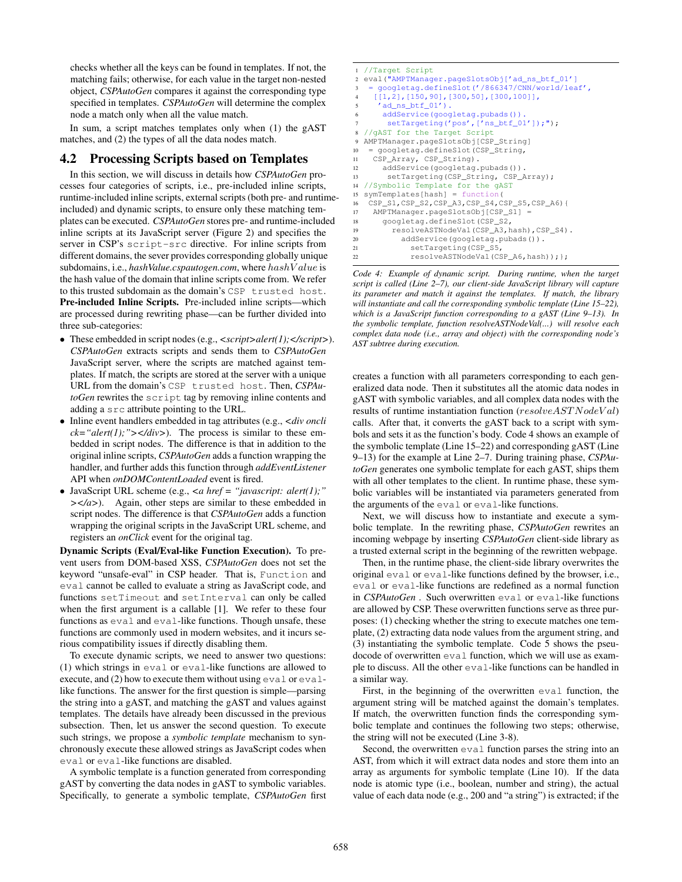checks whether all the keys can be found in templates. If not, the matching fails; otherwise, for each value in the target non-nested object, *CSPAutoGen* compares it against the corresponding type specified in templates. *CSPAutoGen* will determine the complex node a match only when all the value match.

In sum, a script matches templates only when (1) the gAST matches, and (2) the types of all the data nodes match.

## 4.2 Processing Scripts based on Templates

In this section, we will discuss in details how *CSPAutoGen* processes four categories of scripts, i.e., pre-included inline scripts, runtime-included inline scripts, external scripts (both pre- and runtime-included) and dynamic scripts, to ensure only these matching templates can be executed. *CSPAutoGen* stores pre- and runtime-included inline scripts at its JavaScript server (Figure 2) and specifies the server in CSP's `script-src` directive. For inline scripts from different domains, the sever provides corresponding globally unique subdomains, i.e., *hashValue.cspautogen.com*, where $hashValue$ is the hash value of the domain that inline scripts come from. We refer to this trusted subdomain as the domain's `CSP trusted host`.

**Pre-included Inline Scripts.** Pre-included inline scripts—which are processed during rewriting phase—can be further divided into three sub-categories:

- These embedded in script nodes (e.g., *<script>alert(1);</script>*). *CSPAutoGen* extracts scripts and sends them to *CSPAutoGen* JavaScript server, where the scripts are matched against templates. If match, the scripts are stored at the server with a unique URL from the domain's `CSP trusted host`. Then, *CSPAutoGen* rewrites the `script` tag by removing inline contents and adding a `src` attribute pointing to the URL.
- Inline event handlers embedded in tag attributes (e.g., *<div onclick="alert(1);"></div>*). The process is similar to these embedded in script nodes. The difference is that in addition to the original inline scripts, *CSPAutoGen* adds a function wrapping the handler, and further adds this function through *addEventListener* API when *onDOMContentLoaded* event is fired.
- JavaScript URL scheme (e.g., *<a href = "javascript: alert(1);" ></a>*). Again, other steps are similar to these embedded in script nodes. The difference is that *CSPAutoGen* adds a function wrapping the original scripts in the JavaScript URL scheme, and registers an *onClick* event for the original tag.

**Dynamic Scripts (Eval/Eval-like Function Execution).** To prevent users from DOM-based XSS, *CSPAutoGen* does not set the keyword "unsafe-eval" in CSP header. That is, `Function` and `eval` cannot be called to evaluate a string as JavaScript code, and functions `setTimeout` and `setInterval` can only be called when the first argument is a callable [1]. We refer to these four functions as `eval` and `eval`-like functions. Though unsafe, these functions are commonly used in modern websites, and it incurs serious compatibility issues if directly disabling them.

To execute dynamic scripts, we need to answer two questions: (1) which strings in `eval` or `eval`-like functions are allowed to execute, and (2) how to execute them without using `eval` or `eval`-like functions. The answer for the first question is simple—parsing the string into a gAST, and matching the gAST and values against templates. The details have already been discussed in the previous subsection. Then, let us answer the second question. To execute such strings, we propose a *symbolic template* mechanism to synchronously execute these allowed strings as JavaScript codes when `eval` or `eval`-like functions are disabled.

A symbolic template is a function generated from corresponding gAST by converting the data nodes in gAST to symbolic variables. Specifically, to generate a symbolic template, *CSPAutoGen* first creates a function with all parameters corresponding to each generalized data node. Then it substitutes all the atomic data nodes in gAST with symbolic variables, and all complex data nodes with the results of runtime instantiation function ($resolveASTNodeVal$) calls. After that, it converts the gAST back to a script with symbols and sets it as the function's body. Code 4 shows an example of the symbolic template (Line 15–22) and corresponding gAST (Line 9–13) for the example at Line 2–7. During training phase, *CSPAutoGen* generates one symbolic template for each gAST, ships them with all other templates to the client. In runtime phase, these symbolic variables will be instantiated via parameters generated from the arguments of the `eval` or `eval`-like functions.

```
1  //Target Script
2  eval("AMPTManager.pageSlotsObj['ad_ns_btf_01']
3   = googletag.defineSlot('/866347/CNN/world/leaf',
4    [[1,2],[150,90],[300,50],[300,100]],
5     'ad_ns_btf_01').
6      addService(googletag.pubads()).
7       setTargeting('pos',['ns_btf_01']);");
8  //gAST for the Target Script
9  AMPTManager.pageSlotsObj[CSP_String]
10  = googletag.defineSlot(CSP_String,
11   CSP_Array, CSP_String).
12     addService(googletag.pubads()).
13      setTargeting(CSP_String, CSP_Array);
14 //Symbolic Template for the gAST
15 symTemplates[hash] = function(
16  CSP_S1,CSP_S2,CSP_A3,CSP_S4,CSP_S5,CSP_A6){
17   AMPTManager.pageSlotsObj[CSP_S1] =
18     googletag.defineSlot(CSP_S2,
19       resolveASTNodeVal(CSP_A3,hash),CSP_S4).
20         addService(googletag.pubads()).
21           setTargeting(CSP_S5,
22           resolveASTNodeVal(CSP_A6,hash));};
```

*Code 4: Example of dynamic script. During runtime, when the target script is called (Line 2–7), our client-side JavaScript library will capture its parameter and match it against the templates. If match, the library will instantiate and call the corresponding symbolic template (Line 15–22), which is a JavaScript function corresponding to a gAST (Line 9–13). In the symbolic template, function resolveASTNodeVal(...) will resolve each complex data node (i.e., array and object) with the corresponding node's AST subtree during execution.*

Next, we will discuss how to instantiate and execute a symbolic template. In the rewriting phase, *CSPAutoGen* rewrites an incoming webpage by inserting *CSPAutoGen* client-side library as a trusted external script in the beginning of the rewritten webpage.

Then, in the runtime phase, the client-side library overwrites the original `eval` or `eval`-like functions defined by the browser, i.e., `eval` or `eval`-like functions are redefined as a normal function in *CSPAutoGen* . Such overwritten `eval` or `eval`-like functions are allowed by CSP. These overwritten functions serve as three purposes: (1) checking whether the string to execute matches one template, (2) extracting data node values from the argument string, and (3) instantiating the symbolic template. Code 5 shows the pseudocode of overwritten `eval` function, which we will use as example to discuss. All the other `eval`-like functions can be handled in a similar way.

First, in the beginning of the overwritten `eval` function, the argument string will be matched against the domain's templates. If match, the overwritten function finds the corresponding symbolic template and continues the following two steps; otherwise, the string will not be executed (Line 3-8).

Second, the overwritten `eval` function parses the string into an AST, from which it will extract data nodes and store them into an array as arguments for symbolic template (Line 10). If the data node is atomic type (i.e., boolean, number and string), the actual value of each data node (e.g., 200 and "a string") is extracted; if the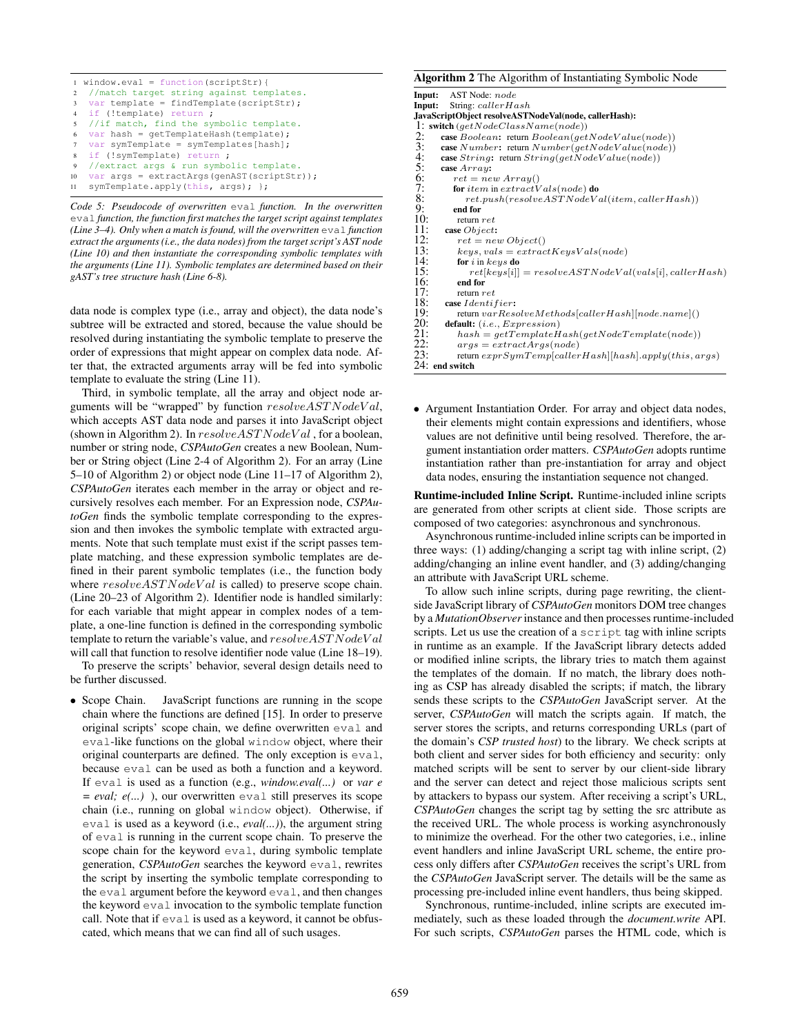```
1  window.eval = function(scriptStr){
2   //match target string against templates.
3   var template = findTemplate(scriptStr);
4   if (!template) return ;
5   //if match, find the symbolic template.
6   var hash = getTemplateHash(template);
7   var symTemplate = symTemplates[hash];
8   if (!symTemplate) return ;
9   //extract args & run symbolic template.
10  var args = extractArgs(genAST(scriptStr));
11  symTemplate.apply(this, args); };
```

*Code 5: Pseudocode of overwritten* `eval` *function. In the overwritten* `eval` *function, the function first matches the target script against templates (Line 3–4). Only when a match is found, will the overwritten* `eval` *function extract the arguments (i.e., the data nodes) from the target script's AST node (Line 10) and then instantiate the corresponding symbolic templates with the arguments (Line 11). Symbolic templates are determined based on their gAST's tree structure hash (Line 6-8).*

data node is complex type (i.e., array and object), the data node's subtree will be extracted and stored, because the value should be resolved during instantiating the symbolic template to preserve the order of expressions that might appear on complex data node. After that, the extracted arguments array will be fed into symbolic template to evaluate the string (Line 11).

Third, in symbolic template, all the array and object node arguments will be "wrapped" by function $resolveASTNodeVal$, which accepts AST data node and parses it into JavaScript object (shown in Algorithm 2). In $resolveASTNodeVal$, for a boolean, number or string node, *CSPAutoGen* creates a new Boolean, Number or String object (Line 2-4 of Algorithm 2). For an array (Line 5–10 of Algorithm 2) or object node (Line 11–17 of Algorithm 2), *CSPAutoGen* iterates each member in the array or object and recursively resolves each member. For an Expression node, *CSPAutoGen* finds the symbolic template corresponding to the expression and then invokes the symbolic template with extracted arguments. Note that such template must exist if the script passes template matching, and these expression symbolic templates are defined in their parent symbolic templates (i.e., the function body where $resolveASTNodeVal$ is called) to preserve scope chain. (Line 20–23 of Algorithm 2). Identifier node is handled similarly: for each variable that might appear in complex nodes of a template, a one-line function is defined in the corresponding symbolic template to return the variable's value, and $resolveASTNodeVal$ will call that function to resolve identifier node value (Line 18–19).

To preserve the scripts' behavior, several design details need to be further discussed.

- Scope Chain. JavaScript functions are running in the scope chain where the functions are defined [15]. In order to preserve original scripts' scope chain, we define overwritten `eval` and `eval`-like functions on the global `window` object, where their original counterparts are defined. The only exception is `eval`, because `eval` can be used as both a function and a keyword. If `eval` is used as a function (e.g., *window.eval(...)* or *var e = eval; e(...)* ), our overwritten `eval` still preserves its scope chain (i.e., running on global `window` object). Otherwise, if `eval` is used as a keyword (i.e., *eval(...)*), the argument string of `eval` is running in the current scope chain. To preserve the scope chain for the keyword `eval`, during symbolic template generation, *CSPAutoGen* searches the keyword `eval`, rewrites the script by inserting the symbolic template corresponding to the `eval` argument before the keyword `eval`, and then changes the keyword `eval` invocation to the symbolic template function call. Note that if `eval` is used as a keyword, it cannot be obfuscated, which means that we can find all of such usages.

**Algorithm 2** The Algorithm of Instantiating Symbolic Node

**Input:** AST Node: $node$
**Input:** String: $callerHash$
**JavaScriptObject resolveASTNodeVal(node, callerHash):**

```
1:  switch (getNodeClassName(node))
2:    case Boolean: return Boolean(getNodeValue(node))
3:    case Number: return Number(getNodeValue(node))
4:    case String: return String(getNodeValue(node))
5:    case Array:
6:      ret = new Array()
7:      for item in extractVals(node) do
8:        ret.push(resolveASTNodeVal(item, callerHash))
9:      end for
10:     return ret
11:   case Object:
12:     ret = new Object()
13:     keys, vals = extractKeysVals(node)
14:     for i in keys do
15:       ret[keys[i]] = resolveASTNodeVal(vals[i], callerHash)
16:     end for
17:     return ret
18:   case Identifier:
19:     return varResolveMethods[callerHash][node.name]()
20:   default: (i.e., Expression)
21:     hash = getTemplateHash(getNodeTemplate(node))
22:     args = extractArgs(node)
23:     return exprSymTemp[callerHash][hash].apply(this, args)
24: end switch
```

- Argument Instantiation Order. For array and object data nodes, their elements might contain expressions and identifiers, whose values are not definitive until being resolved. Therefore, the argument instantiation order matters. *CSPAutoGen* adopts runtime instantiation rather than pre-instantiation for array and object data nodes, ensuring the instantiation sequence not changed.

**Runtime-included Inline Script.** Runtime-included inline scripts are generated from other scripts at client side. Those scripts are composed of two categories: asynchronous and synchronous.

Asynchronous runtime-included inline scripts can be imported in three ways: (1) adding/changing a script tag with inline script, (2) adding/changing an inline event handler, and (3) adding/changing an attribute with JavaScript URL scheme.

To allow such inline scripts, during page rewriting, the client-side JavaScript library of *CSPAutoGen* monitors DOM tree changes by a *MutationObserver* instance and then processes runtime-included scripts. Let us use the creation of a `script` tag with inline scripts in runtime as an example. If the JavaScript library detects added or modified inline scripts, the library tries to match them against the templates of the domain. If no match, the library does nothing as CSP has already disabled the scripts; if match, the library sends these scripts to the *CSPAutoGen* JavaScript server. At the server, *CSPAutoGen* will match the scripts again. If match, the server stores the scripts, and returns corresponding URLs (part of the domain's *CSP trusted host*) to the library. We check scripts at both client and server sides for both efficiency and security: only matched scripts will be sent to server by our client-side library and the server can detect and reject those malicious scripts sent by attackers to bypass our system. After receiving a script's URL, *CSPAutoGen* changes the script tag by setting the src attribute as the received URL. The whole process is working asynchronously to minimize the overhead. For the other two categories, i.e., inline event handlers and inline JavaScript URL scheme, the entire process only differs after *CSPAutoGen* receives the script's URL from the *CSPAutoGen* JavaScript server. The details will be the same as processing pre-included inline event handlers, thus being skipped.

Synchronous, runtime-included, inline scripts are executed immediately, such as these loaded through the *document.write* API. For such scripts, *CSPAutoGen* parses the HTML code, which is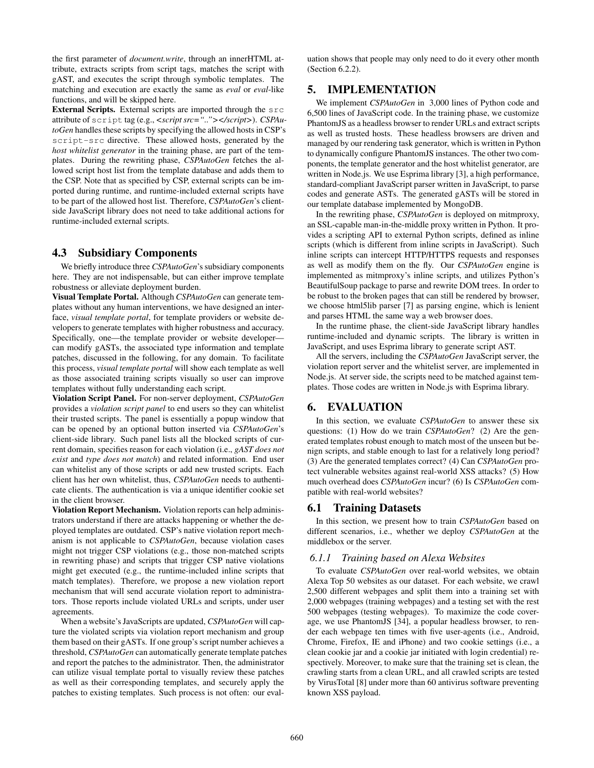the first parameter of *document.write*, through an innerHTML attribute, extracts scripts from script tags, matches the script with gAST, and executes the script through symbolic templates. The matching and execution are exactly the same as *eval* or *eval*-like functions, and will be skipped here.

**External Scripts.** External scripts are imported through the `src` attribute of `script` tag (e.g., *<script src=".."></script>*). *CSPAutoGen* handles these scripts by specifying the allowed hosts in CSP's `script-src` directive. These allowed hosts, generated by the *host whitelist generator* in the training phase, are part of the templates. During the rewriting phase, *CSPAutoGen* fetches the allowed script host list from the template database and adds them to the CSP. Note that as specified by CSP, external scripts can be imported during runtime, and runtime-included external scripts have to be part of the allowed host list. Therefore, *CSPAutoGen*'s client-side JavaScript library does not need to take additional actions for runtime-included external scripts.

## 4.3 Subsidiary Components

We briefly introduce three *CSPAutoGen*'s subsidiary components here. They are not indispensable, but can either improve template robustness or alleviate deployment burden.

**Visual Template Portal.** Although *CSPAutoGen* can generate templates without any human interventions, we have designed an interface, *visual template portal*, for template providers or website developers to generate templates with higher robustness and accuracy. Specifically, one—the template provider or website developer—can modify gASTs, the associated type information and template patches, discussed in the following, for any domain. To facilitate this process, *visual template portal* will show each template as well as those associated training scripts visually so user can improve templates without fully understanding each script.

**Violation Script Panel.** For non-server deployment, *CSPAutoGen* provides a *violation script panel* to end users so they can whitelist their trusted scripts. The panel is essentially a popup window that can be opened by an optional button inserted via *CSPAutoGen*'s client-side library. Such panel lists all the blocked scripts of current domain, specifies reason for each violation (i.e., *gAST does not exist* and *type does not match*) and related information. End user can whitelist any of those scripts or add new trusted scripts. Each client has her own whitelist, thus, *CSPAutoGen* needs to authenticate clients. The authentication is via a unique identifier cookie set in the client browser.

**Violation Report Mechanism.** Violation reports can help administrators understand if there are attacks happening or whether the deployed templates are outdated. CSP's native violation report mechanism is not applicable to *CSPAutoGen*, because violation cases might not trigger CSP violations (e.g., those non-matched scripts in rewriting phase) and scripts that trigger CSP native violations might get executed (e.g., the runtime-included inline scripts that match templates). Therefore, we propose a new violation report mechanism that will send accurate violation report to administrators. Those reports include violated URLs and scripts, under user agreements.

When a website's JavaScripts are updated, *CSPAutoGen* will capture the violated scripts via violation report mechanism and group them based on their gASTs. If one group's script number achieves a threshold, *CSPAutoGen* can automatically generate template patches and report the patches to the administrator. Then, the administrator can utilize visual template portal to visually review these patches as well as their corresponding templates, and securely apply the patches to existing templates. Such process is not often: our evaluation shows that people may only need to do it every other month (Section 6.2.2).

# 5. IMPLEMENTATION

We implement *CSPAutoGen* in 3,000 lines of Python code and 6,500 lines of JavaScript code. In the training phase, we customize PhantomJS as a headless browser to render URLs and extract scripts as well as trusted hosts. These headless browsers are driven and managed by our rendering task generator, which is written in Python to dynamically configure PhantomJS instances. The other two components, the template generator and the host whitelist generator, are written in Node.js. We use Esprima library [3], a high performance, standard-compliant JavaScript parser written in JavaScript, to parse codes and generate ASTs. The generated gASTs will be stored in our template database implemented by MongoDB.

In the rewriting phase, *CSPAutoGen* is deployed on mitmproxy, an SSL-capable man-in-the-middle proxy written in Python. It provides a scripting API to external Python scripts, defined as inline scripts (which is different from inline scripts in JavaScript). Such inline scripts can intercept HTTP/HTTPS requests and responses as well as modify them on the fly. Our *CSPAutoGen* engine is implemented as mitmproxy's inline scripts, and utilizes Python's BeautifulSoup package to parse and rewrite DOM trees. In order to be robust to the broken pages that can still be rendered by browser, we choose html5lib parser [7] as parsing engine, which is lenient and parses HTML the same way a web browser does.

In the runtime phase, the client-side JavaScript library handles runtime-included and dynamic scripts. The library is written in JavaScript, and uses Esprima library to generate script AST.

All the servers, including the *CSPAutoGen* JavaScript server, the violation report server and the whitelist server, are implemented in Node.js. At server side, the scripts need to be matched against templates. Those codes are written in Node.js with Esprima library.

# 6. EVALUATION

In this section, we evaluate *CSPAutoGen* to answer these six questions: (1) How do we train *CSPAutoGen*? (2) Are the generated templates robust enough to match most of the unseen but benign scripts, and stable enough to last for a relatively long period? (3) Are the generated templates correct? (4) Can *CSPAutoGen* protect vulnerable websites against real-world XSS attacks? (5) How much overhead does *CSPAutoGen* incur? (6) Is *CSPAutoGen* compatible with real-world websites?

## 6.1 Training Datasets

In this section, we present how to train *CSPAutoGen* based on different scenarios, i.e., whether we deploy *CSPAutoGen* at the middlebox or the server.

### 6.1.1 Training based on Alexa Websites

To evaluate *CSPAutoGen* over real-world websites, we obtain Alexa Top 50 websites as our dataset. For each website, we crawl 2,500 different webpages and split them into a training set with 2,000 webpages (training webpages) and a testing set with the rest 500 webpages (testing webpages). To maximize the code coverage, we use PhantomJS [34], a popular headless browser, to render each webpage ten times with five user-agents (i.e., Android, Chrome, Firefox, IE and iPhone) and two cookie settings (i.e., a clean cookie jar and a cookie jar initiated with login credential) respectively. Moreover, to make sure that the training set is clean, the crawling starts from a clean URL, and all crawled scripts are tested by VirusTotal [8] under more than 60 antivirus software preventing known XSS payload.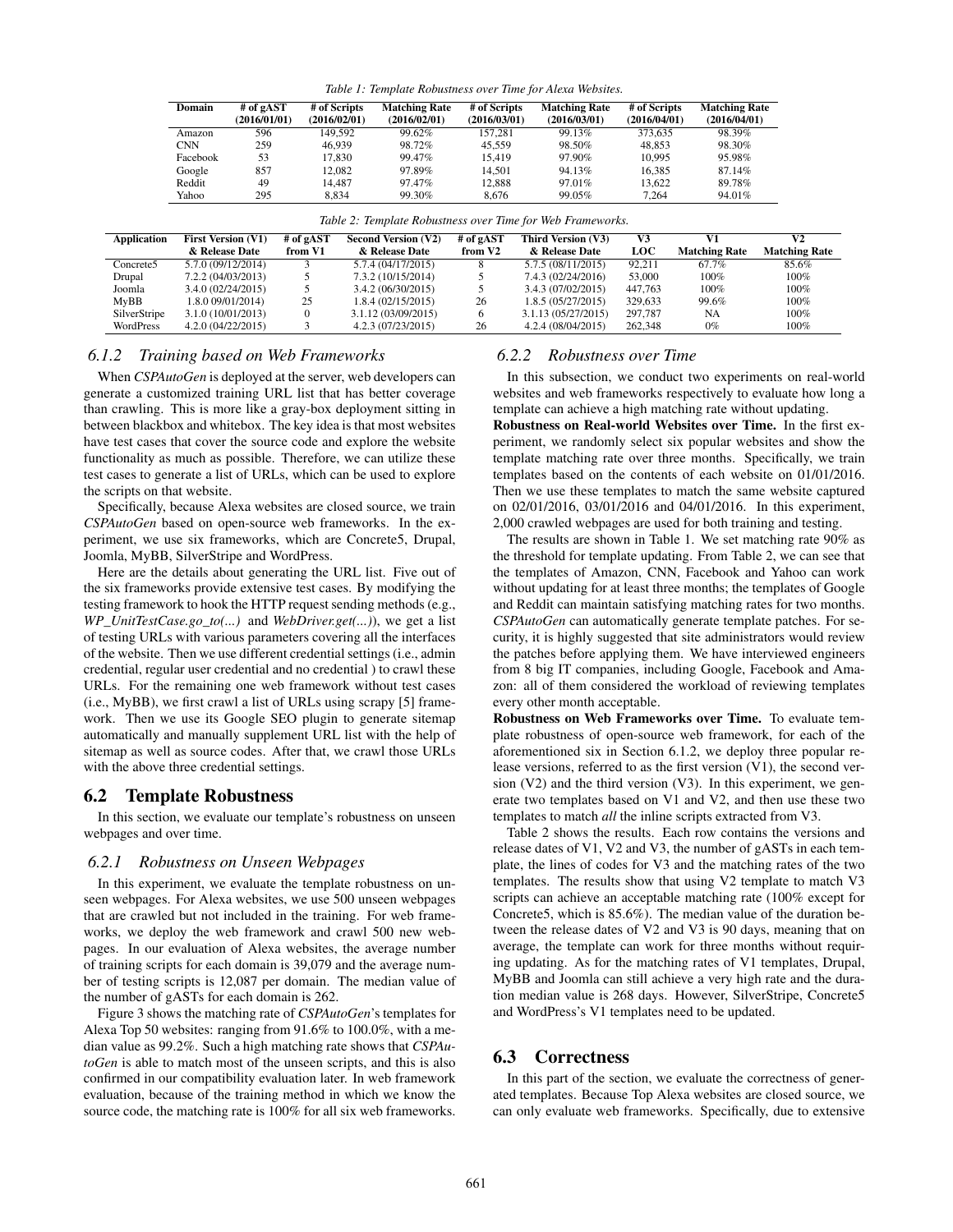*Table 1: Template Robustness over Time for Alexa Websites.*

| Domain | # of gAST (2016/01/01) | # of Scripts (2016/02/01) | Matching Rate (2016/02/01) | # of Scripts (2016/03/01) | Matching Rate (2016/03/01) | # of Scripts (2016/04/01) | Matching Rate (2016/04/01) |
|---|---|---|---|---|---|---|---|
| Amazon | 596 | 149,592 | 99.62% | 157,281 | 99.13% | 373,635 | 98.39% |
| CNN | 259 | 46,939 | 98.72% | 45,559 | 98.50% | 48,853 | 98.30% |
| Facebook | 53 | 17,830 | 99.47% | 15,419 | 97.90% | 10,995 | 95.98% |
| Google | 857 | 12,082 | 97.89% | 14,501 | 94.13% | 16,385 | 87.14% |
| Reddit | 49 | 14,487 | 97.47% | 12,888 | 97.01% | 13,622 | 89.78% |
| Yahoo | 295 | 8,834 | 99.30% | 8,676 | 99.05% | 7,264 | 94.01% |

*Table 2: Template Robustness over Time for Web Frameworks.*

| Application | First Version (V1) & Release Date | # of gAST from V1 | Second Version (V2) & Release Date | # of gAST from V2 | Third Version (V3) & Release Date | V3 LOC | V1 Matching Rate | V2 Matching Rate |
|---|---|---|---|---|---|---|---|---|
| Concrete5 | 5.7.0 (09/12/2014) | 3 | 5.7.4 (04/17/2015) | 8 | 5.7.5 (08/11/2015) | 92,211 | 67.7% | 85.6% |
| Drupal | 7.2.2 (04/03/2013) | 5 | 7.3.2 (10/15/2014) | 5 | 7.4.3 (02/24/2016) | 53,000 | 100% | 100% |
| Joomla | 3.4.0 (02/24/2015) | 5 | 3.4.2 (06/30/2015) | 5 | 3.4.3 (07/02/2015) | 447,763 | 100% | 100% |
| MyBB | 1.8.0 09/01/2014) | 25 | 1.8.4 (02/15/2015) | 26 | 1.8.5 (05/27/2015) | 329,633 | 99.6% | 100% |
| SilverStripe | 3.1.0 (10/01/2013) | 0 | 3.1.12 (03/09/2015) | 6 | 3.1.13 (05/27/2015) | 297,787 | NA | 100% |
| WordPress | 4.2.0 (04/22/2015) | 3 | 4.2.3 (07/23/2015) | 26 | 4.2.4 (08/04/2015) | 262,348 | 0% | 100% |

### 6.1.2 Training based on Web Frameworks

When *CSPAutoGen* is deployed at the server, web developers can generate a customized training URL list that has better coverage than crawling. This is more like a gray-box deployment sitting in between blackbox and whitebox. The key idea is that most websites have test cases that cover the source code and explore the website functionality as much as possible. Therefore, we can utilize these test cases to generate a list of URLs, which can be used to explore the scripts on that website.

Specifically, because Alexa websites are closed source, we train *CSPAutoGen* based on open-source web frameworks. In the experiment, we use six frameworks, which are Concrete5, Drupal, Joomla, MyBB, SilverStripe and WordPress.

Here are the details about generating the URL list. Five out of the six frameworks provide extensive test cases. By modifying the testing framework to hook the HTTP request sending methods (e.g., *WP_UnitTestCase.go_to(...)* and *WebDriver.get(...)*), we get a list of testing URLs with various parameters covering all the interfaces of the website. Then we use different credential settings (i.e., admin credential, regular user credential and no credential ) to crawl these URLs. For the remaining one web framework without test cases (i.e., MyBB), we first crawl a list of URLs using scrapy [5] framework. Then we use its Google SEO plugin to generate sitemap automatically and manually supplement URL list with the help of sitemap as well as source codes. After that, we crawl those URLs with the above three credential settings.

## 6.2 Template Robustness

In this section, we evaluate our template's robustness on unseen webpages and over time.

### 6.2.1 Robustness on Unseen Webpages

In this experiment, we evaluate the template robustness on unseen webpages. For Alexa websites, we use 500 unseen webpages that are crawled but not included in the training. For web frameworks, we deploy the web framework and crawl 500 new webpages. In our evaluation of Alexa websites, the average number of training scripts for each domain is 39,079 and the average number of testing scripts is 12,087 per domain. The median value of the number of gASTs for each domain is 262.

Figure 3 shows the matching rate of *CSPAutoGen*'s templates for Alexa Top 50 websites: ranging from 91.6% to 100.0%, with a median value as 99.2%. Such a high matching rate shows that *CSPAutoGen* is able to match most of the unseen scripts, and this is also confirmed in our compatibility evaluation later. In web framework evaluation, because of the training method in which we know the source code, the matching rate is 100% for all six web frameworks.

### 6.2.2 Robustness over Time

In this subsection, we conduct two experiments on real-world websites and web frameworks respectively to evaluate how long a template can achieve a high matching rate without updating.

**Robustness on Real-world Websites over Time.** In the first experiment, we randomly select six popular websites and show the template matching rate over three months. Specifically, we train templates based on the contents of each website on 01/01/2016. Then we use these templates to match the same website captured on 02/01/2016, 03/01/2016 and 04/01/2016. In this experiment, 2,000 crawled webpages are used for both training and testing.

The results are shown in Table 1. We set matching rate 90% as the threshold for template updating. From Table 2, we can see that the templates of Amazon, CNN, Facebook and Yahoo can work without updating for at least three months; the templates of Google and Reddit can maintain satisfying matching rates for two months. *CSPAutoGen* can automatically generate template patches. For security, it is highly suggested that site administrators would review the patches before applying them. We have interviewed engineers from 8 big IT companies, including Google, Facebook and Amazon: all of them considered the workload of reviewing templates every other month acceptable.

**Robustness on Web Frameworks over Time.** To evaluate template robustness of open-source web framework, for each of the aforementioned six in Section 6.1.2, we deploy three popular release versions, referred to as the first version (V1), the second version (V2) and the third version (V3). In this experiment, we generate two templates based on V1 and V2, and then use these two templates to match *all* the inline scripts extracted from V3.

Table 2 shows the results. Each row contains the versions and release dates of V1, V2 and V3, the number of gASTs in each template, the lines of codes for V3 and the matching rates of the two templates. The results show that using V2 template to match V3 scripts can achieve an acceptable matching rate (100% except for Concrete5, which is 85.6%). The median value of the duration between the release dates of V2 and V3 is 90 days, meaning that on average, the template can work for three months without requiring updating. As for the matching rates of V1 templates, Drupal, MyBB and Joomla can still achieve a very high rate and the duration median value is 268 days. However, SilverStripe, Concrete5 and WordPress's V1 templates need to be updated.

## 6.3 Correctness

In this part of the section, we evaluate the correctness of generated templates. Because Top Alexa websites are closed source, we can only evaluate web frameworks. Specifically, due to extensive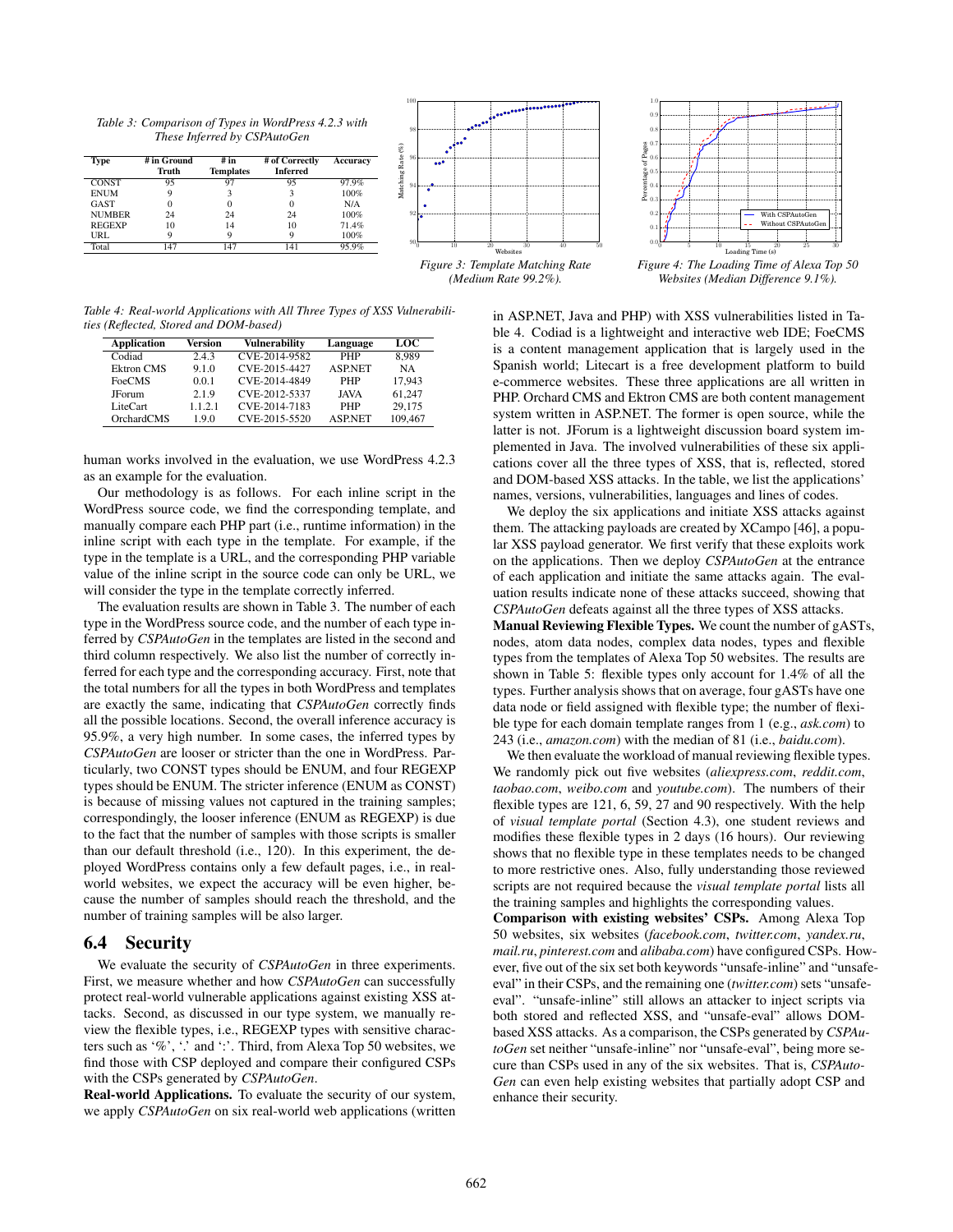Table 3: Comparison of Types in WordPress 4.2.3 with These Inferred by CSPAutoGen

| Type | # in Ground Truth | # in Templates | # of Correctly Inferred | Accuracy |
|---|---|---|---|---|
| CONST | 95 | 97 | 95 | 97.9% |
| ENUM | 9 | 3 | 3 | 100% |
| GAST | 0 | 0 | 0 | N/A |
| NUMBER | 24 | 24 | 24 | 100% |
| REGEXP | 10 | 14 | 10 | 71.4% |
| URL | 9 | 9 | 9 | 100% |
| Total | 147 | 147 | 141 | 95.9% |

*Figure 3: Template Matching Rate (Medium Rate 99.2%).*

*Figure 4: The Loading Time of Alexa Top 50 Websites (Median Difference 9.1%).*

Table 4: Real-world Applications with All Three Types of XSS Vulnerabilities (Reflected, Stored and DOM-based)

| Application | Version | Vulnerability | Language | LOC |
|---|---|---|---|---|
| Codiad | 2.4.3 | CVE-2014-9582 | PHP | 8,989 |
| Ektron CMS | 9.1.0 | CVE-2015-4427 | ASP.NET | NA |
| FoeCMS | 0.0.1 | CVE-2014-4849 | PHP | 17,943 |
| JForum | 2.1.9 | CVE-2012-5337 | JAVA | 61,247 |
| LiteCart | 1.1.2.1 | CVE-2014-7183 | PHP | 29,175 |
| OrchardCMS | 1.9.0 | CVE-2015-5520 | ASP.NET | 109,467 |

human works involved in the evaluation, we use WordPress 4.2.3 as an example for the evaluation.

Our methodology is as follows. For each inline script in the WordPress source code, we find the corresponding template, and manually compare each PHP part (i.e., runtime information) in the inline script with each type in the template. For example, if the type in the template is a URL, and the corresponding PHP variable value of the inline script in the source code can only be URL, we will consider the type in the template correctly inferred.

The evaluation results are shown in Table 3. The number of each type in the WordPress source code, and the number of each type inferred by *CSPAutoGen* in the templates are listed in the second and third column respectively. We also list the number of correctly inferred for each type and the corresponding accuracy. First, note that the total numbers for all the types in both WordPress and templates are exactly the same, indicating that *CSPAutoGen* correctly finds all the possible locations. Second, the overall inference accuracy is 95.9%, a very high number. In some cases, the inferred types by *CSPAutoGen* are looser or stricter than the one in WordPress. Particularly, two CONST types should be ENUM, and four REGEXP types should be ENUM. The stricter inference (ENUM as CONST) is because of missing values not captured in the training samples; correspondingly, the looser inference (ENUM as REGEXP) is due to the fact that the number of samples with those scripts is smaller than our default threshold (i.e., 120). In this experiment, the deployed WordPress contains only a few default pages, i.e., in real-world websites, we expect the accuracy will be even higher, because the number of samples should reach the threshold, and the number of training samples will be also larger.

## 6.4 Security

We evaluate the security of *CSPAutoGen* in three experiments. First, we measure whether and how *CSPAutoGen* can successfully protect real-world vulnerable applications against existing XSS attacks. Second, as discussed in our type system, we manually review the flexible types, i.e., REGEXP types with sensitive characters such as '%', '.' and ':'. Third, from Alexa Top 50 websites, we find those with CSP deployed and compare their configured CSPs with the CSPs generated by *CSPAutoGen*.

**Real-world Applications.** To evaluate the security of our system, we apply *CSPAutoGen* on six real-world web applications (written in ASP.NET, Java and PHP) with XSS vulnerabilities listed in Table 4. Codiad is a lightweight and interactive web IDE; FoeCMS is a content management application that is largely used in the Spanish world; Litecart is a free development platform to build e-commerce websites. These three applications are all written in PHP. Orchard CMS and Ektron CMS are both content management system written in ASP.NET. The former is open source, while the latter is not. JForum is a lightweight discussion board system implemented in Java. The involved vulnerabilities of these six applications cover all the three types of XSS, that is, reflected, stored and DOM-based XSS attacks. In the table, we list the applications' names, versions, vulnerabilities, languages and lines of codes.

We deploy the six applications and initiate XSS attacks against them. The attacking payloads are created by XCampo [46], a popular XSS payload generator. We first verify that these exploits work on the applications. Then we deploy *CSPAutoGen* at the entrance of each application and initiate the same attacks again. The evaluation results indicate none of these attacks succeed, showing that *CSPAutoGen* defeats against all the three types of XSS attacks.

**Manual Reviewing Flexible Types.** We count the number of gASTs, nodes, atom data nodes, complex data nodes, types and flexible types from the templates of Alexa Top 50 websites. The results are shown in Table 5: flexible types only account for 1.4% of all the types. Further analysis shows that on average, four gASTs have one data node or field assigned with flexible type; the number of flexible type for each domain template ranges from 1 (e.g., *ask.com*) to 243 (i.e., *amazon.com*) with the median of 81 (i.e., *baidu.com*).

We then evaluate the workload of manual reviewing flexible types. We randomly pick out five websites (*aliexpress.com*, *reddit.com*, *taobao.com*, *weibo.com* and *youtube.com*). The numbers of their flexible types are 121, 6, 59, 27 and 90 respectively. With the help of *visual template portal* (Section 4.3), one student reviews and modifies these flexible types in 2 days (16 hours). Our reviewing shows that no flexible type in these templates needs to be changed to more restrictive ones. Also, fully understanding those reviewed scripts are not required because the *visual template portal* lists all the training samples and highlights the corresponding values.

**Comparison with existing websites' CSPs.** Among Alexa Top 50 websites, six websites (*facebook.com*, *twitter.com*, *yandex.ru*, *mail.ru*, *pinterest.com* and *alibaba.com*) have configured CSPs. However, five out of the six set both keywords "unsafe-inline" and "unsafe-eval" in their CSPs, and the remaining one (*twitter.com*) sets "unsafe-eval". "unsafe-inline" still allows an attacker to inject scripts via both stored and reflected XSS, and "unsafe-eval" allows DOM-based XSS attacks. As a comparison, the CSPs generated by *CSPAutoGen* set neither "unsafe-inline" nor "unsafe-eval", being more secure than CSPs used in any of the six websites. That is, *CSPAutoGen* can even help existing websites that partially adopt CSP and enhance their security.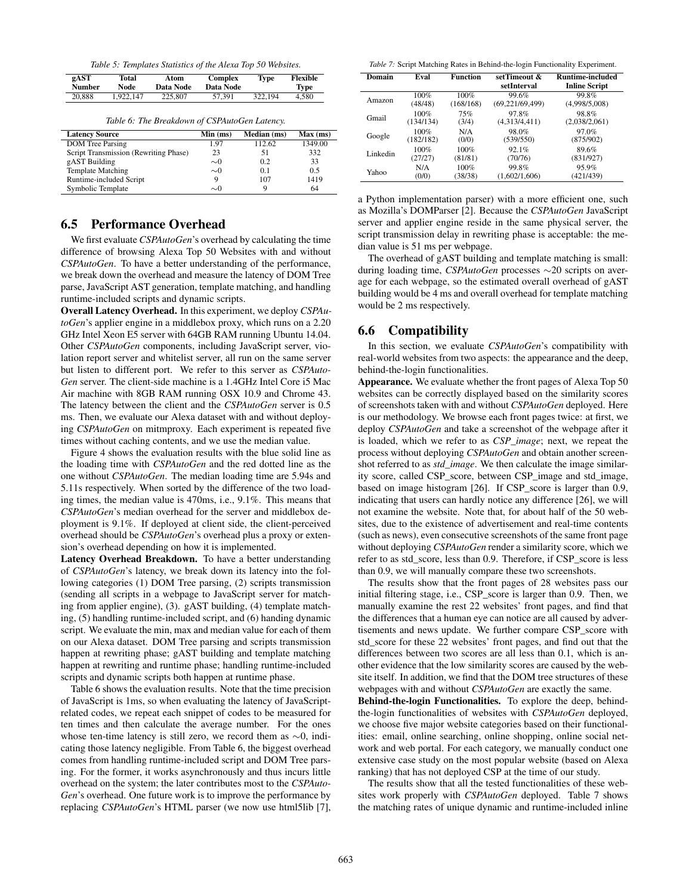*Table 5: Templates Statistics of the Alexa Top 50 Websites.*

| gAST Number | Total Node | Atom Data Node | Complex Data Node | Type | Flexible Type |
|---|---|---|---|---|---|
| 20,888 | 1,922,147 | 225,807 | 57,391 | 322,194 | 4,580 |

*Table 6: The Breakdown of CSPAutoGen Latency.*

| Latency Source | Min (ms) | Median (ms) | Max (ms) |
|---|---|---|---|
| DOM Tree Parsing | 1.97 | 112.62 | 1349.00 |
| Script Transmission (Rewriting Phase) | 23 | 51 | 332 |
| gAST Building | $\sim$0 | 0.2 | 33 |
| Template Matching | $\sim$0 | 0.1 | 0.5 |
| Runtime-included Script | 9 | 107 | 1419 |
| Symbolic Template | $\sim$0 | 9 | 64 |

## 6.5 Performance Overhead

We first evaluate *CSPAutoGen*'s overhead by calculating the time difference of browsing Alexa Top 50 Websites with and without *CSPAutoGen*. To have a better understanding of the performance, we break down the overhead and measure the latency of DOM Tree parse, JavaScript AST generation, template matching, and handling runtime-included scripts and dynamic scripts.

**Overall Latency Overhead.** In this experiment, we deploy *CSPAutoGen*'s applier engine in a middlebox proxy, which runs on a 2.20 GHz Intel Xeon E5 server with 64GB RAM running Ubuntu 14.04. Other *CSPAutoGen* components, including JavaScript server, violation report server and whitelist server, all run on the same server but listen to different port. We refer to this server as *CSPAutoGen* server. The client-side machine is a 1.4GHz Intel Core i5 Mac Air machine with 8GB RAM running OSX 10.9 and Chrome 43. The latency between the client and the *CSPAutoGen* server is 0.5 ms. Then, we evaluate our Alexa dataset with and without deploying *CSPAutoGen* on mitmproxy. Each experiment is repeated five times without caching contents, and we use the median value.

Figure 4 shows the evaluation results with the blue solid line as the loading time with *CSPAutoGen* and the red dotted line as the one without *CSPAutoGen*. The median loading time are 5.94s and 5.11s respectively. When sorted by the difference of the two loading times, the median value is 470ms, i.e., 9.1%. This means that *CSPAutoGen*'s median overhead for the server and middlebox deployment is 9.1%. If deployed at client side, the client-perceived overhead should be *CSPAutoGen*'s overhead plus a proxy or extension's overhead depending on how it is implemented.

**Latency Overhead Breakdown.** To have a better understanding of *CSPAutoGen*'s latency, we break down its latency into the following categories (1) DOM Tree parsing, (2) scripts transmission (sending all scripts in a webpage to JavaScript server for matching from applier engine), (3). gAST building, (4) template matching, (5) handling runtime-included script, and (6) handing dynamic script. We evaluate the min, max and median value for each of them on our Alexa dataset. DOM Tree parsing and scripts transmission happen at rewriting phase; gAST building and template matching happen at rewriting and runtime phase; handling runtime-included scripts and dynamic scripts both happen at runtime phase.

Table 6 shows the evaluation results. Note that the time precision of JavaScript is 1ms, so when evaluating the latency of JavaScript-related codes, we repeat each snippet of codes to be measured for ten times and then calculate the average number. For the ones whose ten-time latency is still zero, we record them as $\sim$0, indicating those latency negligible. From Table 6, the biggest overhead comes from handling runtime-included script and DOM Tree parsing. For the former, it works asynchronously and thus incurs little overhead on the system; the later contributes most to the *CSPAutoGen*'s overhead. One future work is to improve the performance by replacing *CSPAutoGen*'s HTML parser (we now use html5lib [7], a Python implementation parser) with a more efficient one, such as Mozilla's DOMParser [2]. Because the *CSPAutoGen* JavaScript server and applier engine reside in the same physical server, the script transmission delay in rewriting phase is acceptable: the median value is 51 ms per webpage.

The overhead of gAST building and template matching is small: during loading time, *CSPAutoGen* processes $\sim$20 scripts on average for each webpage, so the estimated overall overhead of gAST building would be 4 ms and overall overhead for template matching would be 2 ms respectively.

*Table 7:* Script Matching Rates in Behind-the-login Functionality Experiment.

| Domain | Eval | Function | setTimeout & setInterval | Runtime-included Inline Script |
|---|---|---|---|---|
| Amazon | 100% (48/48) | 100% (168/168) | 99.6% (69,221/69,499) | 99.8% (4,998/5,008) |
| Gmail | 100% (134/134) | 75% (3/4) | 97.8% (4,313/4,411) | 98.8% (2,038/2,061) |
| Google | 100% (182/182) | N/A (0/0) | 98.0% (539/550) | 97.0% (875/902) |
| Linkedin | 100% (27/27) | 100% (81/81) | 92.1% (70/76) | 89.6% (831/927) |
| Yahoo | N/A (0/0) | 100% (38/38) | 99.8% (1,602/1,606) | 95.9% (421/439) |

## 6.6 Compatibility

In this section, we evaluate *CSPAutoGen*'s compatibility with real-world websites from two aspects: the appearance and the deep, behind-the-login functionalities.

**Appearance.** We evaluate whether the front pages of Alexa Top 50 websites can be correctly displayed based on the similarity scores of screenshots taken with and without *CSPAutoGen* deployed. Here is our methodology. We browse each front pages twice: at first, we deploy *CSPAutoGen* and take a screenshot of the webpage after it is loaded, which we refer to as *CSP_image*; next, we repeat the process without deploying *CSPAutoGen* and obtain another screenshot referred to as *std_image*. We then calculate the image similarity score, called CSP_score, between CSP_image and std_image, based on image histogram [26]. If CSP_score is larger than 0.9, indicating that users can hardly notice any difference [26], we will not examine the website. Note that, for about half of the 50 websites, due to the existence of advertisement and real-time contents (such as news), even consecutive screenshots of the same front page without deploying *CSPAutoGen* render a similarity score, which we refer to as std_score, less than 0.9. Therefore, if CSP_score is less than 0.9, we will manually compare these two screenshots.

The results show that the front pages of 28 websites pass our initial filtering stage, i.e., CSP_score is larger than 0.9. Then, we manually examine the rest 22 websites' front pages, and find that the differences that a human eye can notice are all caused by advertisements and news update. We further compare CSP_score with std_score for these 22 websites' front pages, and find out that the differences between two scores are all less than 0.1, which is another evidence that the low similarity scores are caused by the website itself. In addition, we find that the DOM tree structures of these webpages with and without *CSPAutoGen* are exactly the same.

**Behind-the-login Functionalities.** To explore the deep, behind-the-login functionalities of websites with *CSPAutoGen* deployed, we choose five major website categories based on their functionalities: email, online searching, online shopping, online social network and web portal. For each category, we manually conduct one extensive case study on the most popular website (based on Alexa ranking) that has not deployed CSP at the time of our study.

The results show that all the tested functionalities of these websites work properly with *CSPAutoGen* deployed. Table 7 shows the matching rates of unique dynamic and runtime-included inline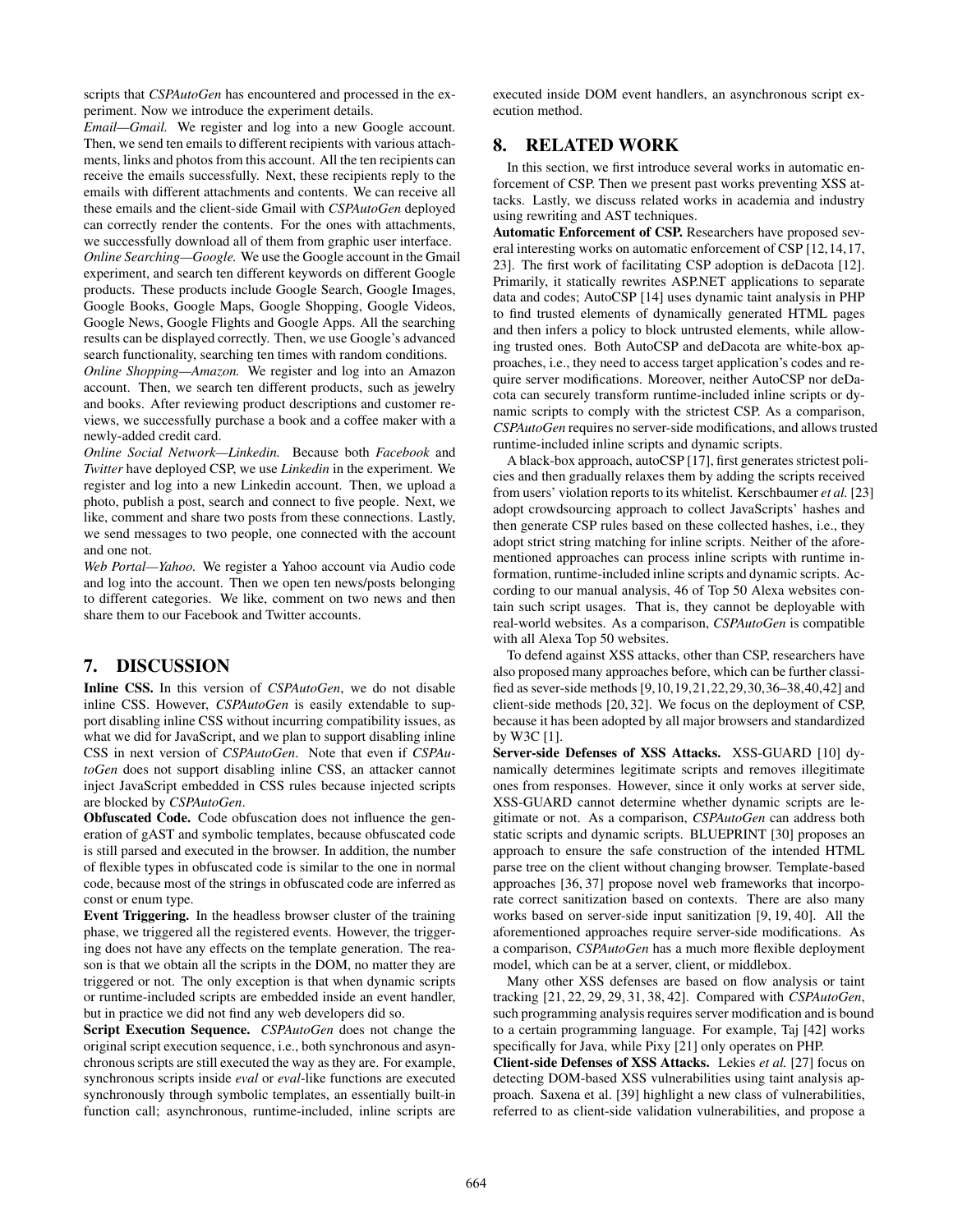scripts that *CSPAutoGen* has encountered and processed in the experiment. Now we introduce the experiment details.

*Email—Gmail.* We register and log into a new Google account. Then, we send ten emails to different recipients with various attachments, links and photos from this account. All the ten recipients can receive the emails successfully. Next, these recipients reply to the emails with different attachments and contents. We can receive all these emails and the client-side Gmail with *CSPAutoGen* deployed can correctly render the contents. For the ones with attachments, we successfully download all of them from graphic user interface.

*Online Searching—Google.* We use the Google account in the Gmail experiment, and search ten different keywords on different Google products. These products include Google Search, Google Images, Google Books, Google Maps, Google Shopping, Google Videos, Google News, Google Flights and Google Apps. All the searching results can be displayed correctly. Then, we use Google's advanced search functionality, searching ten times with random conditions.

*Online Shopping—Amazon.* We register and log into an Amazon account. Then, we search ten different products, such as jewelry and books. After reviewing product descriptions and customer reviews, we successfully purchase a book and a coffee maker with a newly-added credit card.

*Online Social Network—Linkedin.* Because both *Facebook* and *Twitter* have deployed CSP, we use *Linkedin* in the experiment. We register and log into a new Linkedin account. Then, we upload a photo, publish a post, search and connect to five people. Next, we like, comment and share two posts from these connections. Lastly, we send messages to two people, one connected with the account and one not.

*Web Portal—Yahoo.* We register a Yahoo account via Audio code and log into the account. Then we open ten news/posts belonging to different categories. We like, comment on two news and then share them to our Facebook and Twitter accounts.

## 7. DISCUSSION

**Inline CSS.** In this version of *CSPAutoGen*, we do not disable inline CSS. However, *CSPAutoGen* is easily extendable to support disabling inline CSS without incurring compatibility issues, as what we did for JavaScript, and we plan to support disabling inline CSS in next version of *CSPAutoGen*. Note that even if *CSPAutoGen* does not support disabling inline CSS, an attacker cannot inject JavaScript embedded in CSS rules because injected scripts are blocked by *CSPAutoGen*.

**Obfuscated Code.** Code obfuscation does not influence the generation of gAST and symbolic templates, because obfuscated code is still parsed and executed in the browser. In addition, the number of flexible types in obfuscated code is similar to the one in normal code, because most of the strings in obfuscated code are inferred as const or enum type.

**Event Triggering.** In the headless browser cluster of the training phase, we triggered all the registered events. However, the triggering does not have any effects on the template generation. The reason is that we obtain all the scripts in the DOM, no matter they are triggered or not. The only exception is that when dynamic scripts or runtime-included scripts are embedded inside an event handler, but in practice we did not find any web developers did so.

**Script Execution Sequence.** *CSPAutoGen* does not change the original script execution sequence, i.e., both synchronous and asynchronous scripts are still executed the way as they are. For example, synchronous scripts inside *eval* or *eval*-like functions are executed synchronously through symbolic templates, an essentially built-in function call; asynchronous, runtime-included, inline scripts are executed inside DOM event handlers, an asynchronous script execution method.

## 8. RELATED WORK

In this section, we first introduce several works in automatic enforcement of CSP. Then we present past works preventing XSS attacks. Lastly, we discuss related works in academia and industry using rewriting and AST techniques.

**Automatic Enforcement of CSP.** Researchers have proposed several interesting works on automatic enforcement of CSP [12,14,17, 23]. The first work of facilitating CSP adoption is deDacota [12]. Primarily, it statically rewrites ASP.NET applications to separate data and codes; AutoCSP [14] uses dynamic taint analysis in PHP to find trusted elements of dynamically generated HTML pages and then infers a policy to block untrusted elements, while allowing trusted ones. Both AutoCSP and deDacota are white-box approaches, i.e., they need to access target application's codes and require server modifications. Moreover, neither AutoCSP nor deDacota can securely transform runtime-included inline scripts or dynamic scripts to comply with the strictest CSP. As a comparison, *CSPAutoGen* requires no server-side modifications, and allows trusted runtime-included inline scripts and dynamic scripts.

A black-box approach, autoCSP [17], first generates strictest policies and then gradually relaxes them by adding the scripts received from users' violation reports to its whitelist. Kerschbaumer *et al.* [23] adopt crowdsourcing approach to collect JavaScripts' hashes and then generate CSP rules based on these collected hashes, i.e., they adopt strict string matching for inline scripts. Neither of the aforementioned approaches can process inline scripts with runtime information, runtime-included inline scripts and dynamic scripts. According to our manual analysis, 46 of Top 50 Alexa websites contain such script usages. That is, they cannot be deployable with real-world websites. As a comparison, *CSPAutoGen* is compatible with all Alexa Top 50 websites.

To defend against XSS attacks, other than CSP, researchers have also proposed many approaches before, which can be further classified as sever-side methods [9,10,19,21,22,29,30,36–38,40,42] and client-side methods [20,32]. We focus on the deployment of CSP, because it has been adopted by all major browsers and standardized by W3C [1].

**Server-side Defenses of XSS Attacks.** XSS-GUARD [10] dynamically determines legitimate scripts and removes illegitimate ones from responses. However, since it only works at server side, XSS-GUARD cannot determine whether dynamic scripts are legitimate or not. As a comparison, *CSPAutoGen* can address both static scripts and dynamic scripts. BLUEPRINT [30] proposes an approach to ensure the safe construction of the intended HTML parse tree on the client without changing browser. Template-based approaches [36, 37] propose novel web frameworks that incorporate correct sanitization based on contexts. There are also many works based on server-side input sanitization [9, 19, 40]. All the aforementioned approaches require server-side modifications. As a comparison, *CSPAutoGen* has a much more flexible deployment model, which can be at a server, client, or middlebox.

Many other XSS defenses are based on flow analysis or taint tracking [21, 22, 29, 29, 31, 38, 42]. Compared with *CSPAutoGen*, such programming analysis requires server modification and is bound to a certain programming language. For example, Taj [42] works specifically for Java, while Pixy [21] only operates on PHP.

**Client-side Defenses of XSS Attacks.** Lekies *et al.* [27] focus on detecting DOM-based XSS vulnerabilities using taint analysis approach. Saxena et al. [39] highlight a new class of vulnerabilities, referred to as client-side validation vulnerabilities, and propose a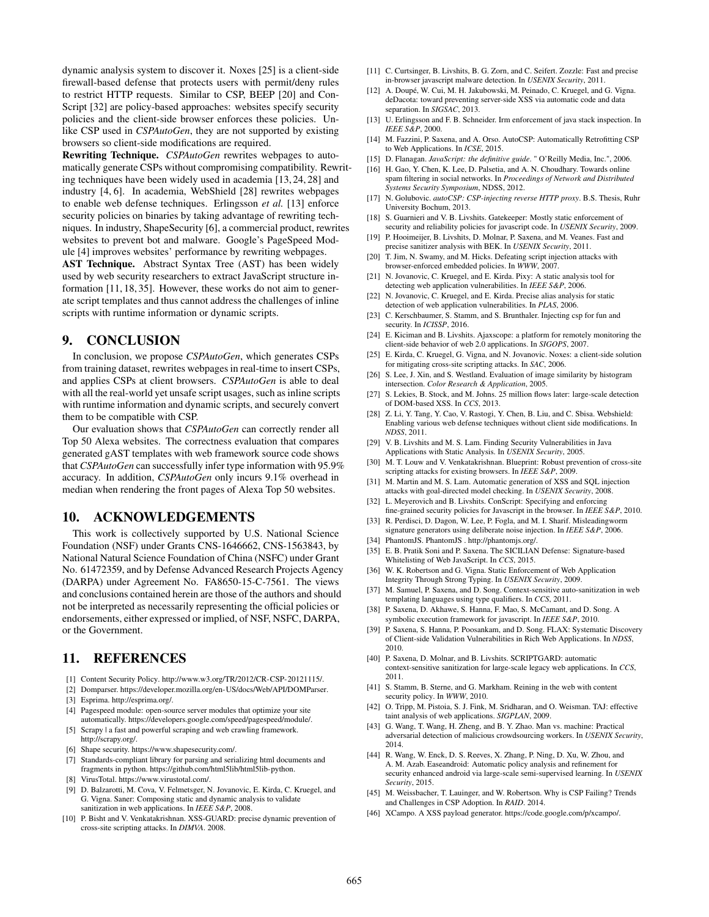dynamic analysis system to discover it. Noxes [25] is a client-side firewall-based defense that protects users with permit/deny rules to restrict HTTP requests. Similar to CSP, BEEP [20] and ConScript [32] are policy-based approaches: websites specify security policies and the client-side browser enforces these policies. Unlike CSP used in *CSPAutoGen*, they are not supported by existing browsers so client-side modifications are required.

**Rewriting Technique.** *CSPAutoGen* rewrites webpages to automatically generate CSPs without compromising compatibility. Rewriting techniques have been widely used in academia [13, 24, 28] and industry [4, 6]. In academia, WebShield [28] rewrites webpages to enable web defense techniques. Erlingsson *et al.* [13] enforce security policies on binaries by taking advantage of rewriting techniques. In industry, ShapeSecurity [6], a commercial product, rewrites websites to prevent bot and malware. Google's PageSpeed Module [4] improves websites' performance by rewriting webpages.

**AST Technique.** Abstract Syntax Tree (AST) has been widely used by web security researchers to extract JavaScript structure information [11, 18, 35]. However, these works do not aim to generate script templates and thus cannot address the challenges of inline scripts with runtime information or dynamic scripts.

## 9. CONCLUSION

In conclusion, we propose *CSPAutoGen*, which generates CSPs from training dataset, rewrites webpages in real-time to insert CSPs, and applies CSPs at client browsers. *CSPAutoGen* is able to deal with all the real-world yet unsafe script usages, such as inline scripts with runtime information and dynamic scripts, and securely convert them to be compatible with CSP.

Our evaluation shows that *CSPAutoGen* can correctly render all Top 50 Alexa websites. The correctness evaluation that compares generated gAST templates with web framework source code shows that *CSPAutoGen* can successfully infer type information with 95.9% accuracy. In addition, *CSPAutoGen* only incurs 9.1% overhead in median when rendering the front pages of Alexa Top 50 websites.

## 10. ACKNOWLEDGEMENTS

This work is collectively supported by U.S. National Science Foundation (NSF) under Grants CNS-1646662, CNS-1563843, by National Natural Science Foundation of China (NSFC) under Grant No. 61472359, and by Defense Advanced Research Projects Agency (DARPA) under Agreement No. FA8650-15-C-7561. The views and conclusions contained herein are those of the authors and should not be interpreted as necessarily representing the official policies or endorsements, either expressed or implied, of NSF, NSFC, DARPA, or the Government.

## 11. REFERENCES

[1] Content Security Policy. http://www.w3.org/TR/2012/CR-CSP-20121115/.

[2] Domparser. https://developer.mozilla.org/en-US/docs/Web/API/DOMParser.

[3] Esprima. http://esprima.org/.

[4] Pagespeed module: open-source server modules that optimize your site automatically. https://developers.google.com/speed/pagespeed/module/.

[5] Scrapy | a fast and powerful scraping and web crawling framework. http://scrapy.org/.

[6] Shape security. https://www.shapesecurity.com/.

[7] Standards-compliant library for parsing and serializing html documents and fragments in python. https://github.com/html5lib/html5lib-python.

[8] VirusTotal. https://www.virustotal.com/.

[9] D. Balzarotti, M. Cova, V. Felmetsger, N. Jovanovic, E. Kirda, C. Kruegel, and G. Vigna. Saner: Composing static and dynamic analysis to validate sanitization in web applications. In *IEEE S&P*, 2008.

[10] P. Bisht and V. Venkatakrishnan. XSS-GUARD: precise dynamic prevention of cross-site scripting attacks. In *DIMVA*. 2008.

[11] C. Curtsinger, B. Livshits, B. G. Zorn, and C. Seifert. Zozzle: Fast and precise in-browser javascript malware detection. In *USENIX Security*, 2011.

[12] A. Doupé, W. Cui, M. H. Jakubowski, M. Peinado, C. Kruegel, and G. Vigna. deDacota: toward preventing server-side XSS via automatic code and data separation. In *SIGSAC*, 2013.

[13] U. Erlingsson and F. B. Schneider. Irm enforcement of java stack inspection. In *IEEE S&P*, 2000.

[14] M. Fazzini, P. Saxena, and A. Orso. AutoCSP: Automatically Retrofitting CSP to Web Applications. In *ICSE*, 2015.

[15] D. Flanagan. *JavaScript: the definitive guide*. " O'Reilly Media, Inc.", 2006.

[16] H. Gao, Y. Chen, K. Lee, D. Palsetia, and A. N. Choudhary. Towards online spam filtering in social networks. In *Proceedings of Network and Distributed Systems Security Symposium*, NDSS, 2012.

[17] N. Golubovic. *autoCSP: CSP-injecting reverse HTTP proxy*. B.S. Thesis, Ruhr University Bochum, 2013.

[18] S. Guarnieri and V. B. Livshits. Gatekeeper: Mostly static enforcement of security and reliability policies for javascript code. In *USENIX Security*, 2009.

[19] P. Hooimeijer, B. Livshits, D. Molnar, P. Saxena, and M. Veanes. Fast and precise sanitizer analysis with BEK. In *USENIX Security*, 2011.

[20] T. Jim, N. Swamy, and M. Hicks. Defeating script injection attacks with browser-enforced embedded policies. In *WWW*, 2007.

[21] N. Jovanovic, C. Kruegel, and E. Kirda. Pixy: A static analysis tool for detecting web application vulnerabilities. In *IEEE S&P*, 2006.

[22] N. Jovanovic, C. Kruegel, and E. Kirda. Precise alias analysis for static detection of web application vulnerabilities. In *PLAS*, 2006.

[23] C. Kerschbaumer, S. Stamm, and S. Brunthaler. Injecting csp for fun and security. In *ICISSP*, 2016.

[24] E. Kiciman and B. Livshits. Ajaxscope: a platform for remotely monitoring the client-side behavior of web 2.0 applications. In *SIGOPS*, 2007.

[25] E. Kirda, C. Kruegel, G. Vigna, and N. Jovanovic. Noxes: a client-side solution for mitigating cross-site scripting attacks. In *SAC*, 2006.

[26] S. Lee, J. Xin, and S. Westland. Evaluation of image similarity by histogram intersection. *Color Research & Application*, 2005.

[27] S. Lekies, B. Stock, and M. Johns. 25 million flows later: large-scale detection of DOM-based XSS. In *CCS*, 2013.

[28] Z. Li, Y. Tang, Y. Cao, V. Rastogi, Y. Chen, B. Liu, and C. Sbisa. Webshield: Enabling various web defense techniques without client side modifications. In *NDSS*, 2011.

[29] V. B. Livshits and M. S. Lam. Finding Security Vulnerabilities in Java Applications with Static Analysis. In *USENIX Security*, 2005.

[30] M. T. Louw and V. Venkatakrishnan. Blueprint: Robust prevention of cross-site scripting attacks for existing browsers. In *IEEE S&P*, 2009.

[31] M. Martin and M. S. Lam. Automatic generation of XSS and SQL injection attacks with goal-directed model checking. In *USENIX Security*, 2008.

[32] L. Meyerovich and B. Livshits. ConScript: Specifying and enforcing fine-grained security policies for Javascript in the browser. In *IEEE S&P*, 2010.

[33] R. Perdisci, D. Dagon, W. Lee, P. Fogla, and M. I. Sharif. Misleadingworm signature generators using deliberate noise injection. In *IEEE S&P*, 2006.

[34] PhantomJS. PhantomJS . http://phantomjs.org/.

[35] E. B. Pratik Soni and P. Saxena. The SICILIAN Defense: Signature-based Whitelisting of Web JavaScript. In *CCS*, 2015.

[36] W. K. Robertson and G. Vigna. Static Enforcement of Web Application Integrity Through Strong Typing. In *USENIX Security*, 2009.

[37] M. Samuel, P. Saxena, and D. Song. Context-sensitive auto-sanitization in web templating languages using type qualifiers. In *CCS*, 2011.

[38] P. Saxena, D. Akhawe, S. Hanna, F. Mao, S. McCamant, and D. Song. A symbolic execution framework for javascript. In *IEEE S&P*, 2010.

[39] P. Saxena, S. Hanna, P. Poosankam, and D. Song. FLAX: Systematic Discovery of Client-side Validation Vulnerabilities in Rich Web Applications. In *NDSS*, 2010.

[40] P. Saxena, D. Molnar, and B. Livshits. SCRIPTGARD: automatic context-sensitive sanitization for large-scale legacy web applications. In *CCS*, 2011.

[41] S. Stamm, B. Sterne, and G. Markham. Reining in the web with content security policy. In *WWW*, 2010.

[42] O. Tripp, M. Pistoia, S. J. Fink, M. Sridharan, and O. Weisman. TAJ: effective taint analysis of web applications. *SIGPLAN*, 2009.

[43] G. Wang, T. Wang, H. Zheng, and B. Y. Zhao. Man vs. machine: Practical adversarial detection of malicious crowdsourcing workers. In *USENIX Security*, 2014.

[44] R. Wang, W. Enck, D. S. Reeves, X. Zhang, P. Ning, D. Xu, W. Zhou, and A. M. Azab. Easeandroid: Automatic policy analysis and refinement for security enhanced android via large-scale semi-supervised learning. In *USENIX Security*, 2015.

[45] M. Weissbacher, T. Lauinger, and W. Robertson. Why is CSP Failing? Trends and Challenges in CSP Adoption. In *RAID*. 2014.

[46] XCampo. A XSS payload generator. https://code.google.com/p/xcampo/.